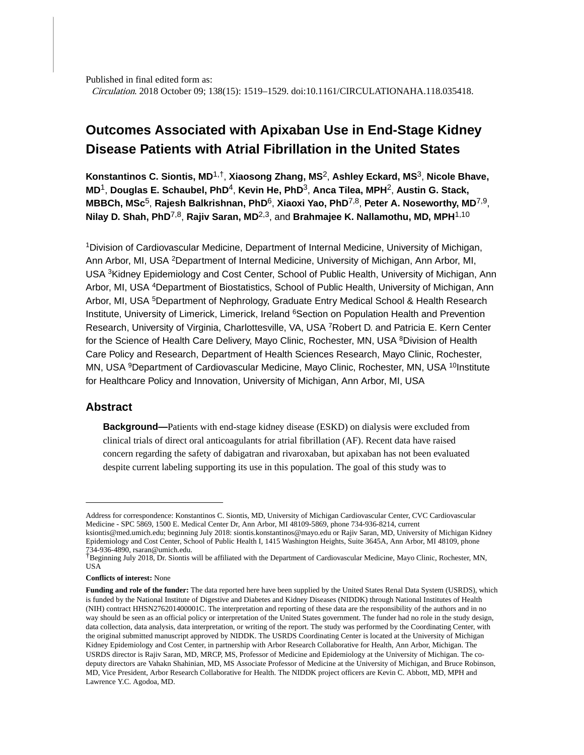Published in final edited form as:

*Circulation*. 2018 October 09; 138(15): 1519–1529. doi:10.1161/CIRCULATIONAHA.118.035418.

# Outcomes Associated with Apixaban Use in End-Stage Kidney Disease Patients with Atrial Fibrillation in the United States

**Konstantinos C. Siontis, MD**[1,†], **Xiaosong Zhang, MS**[2], **Ashley Eckard, MS**[3], **Nicole Bhave, MD**[1], **Douglas E. Schaubel, PhD**[4], **Kevin He, PhD**[3], **Anca Tilea, MPH**[2], **Austin G. Stack, MBBCh, MSc**[5], **Rajesh Balkrishnan, PhD**[6], **Xiaoxi Yao, PhD**[7,8], **Peter A. Noseworthy, MD**[7,9], **Nilay D. Shah, PhD**[7,8], **Rajiv Saran, MD**[2,3], and **Brahmajee K. Nallamothu, MD, MPH**[1,10]

[1]Division of Cardiovascular Medicine, Department of Internal Medicine, University of Michigan, Ann Arbor, MI, USA [2]Department of Internal Medicine, University of Michigan, Ann Arbor, MI, USA [3]Kidney Epidemiology and Cost Center, School of Public Health, University of Michigan, Ann Arbor, MI, USA [4]Department of Biostatistics, School of Public Health, University of Michigan, Ann Arbor, MI, USA [5]Department of Nephrology, Graduate Entry Medical School & Health Research Institute, University of Limerick, Limerick, Ireland [6]Section on Population Health and Prevention Research, University of Virginia, Charlottesville, VA, USA [7]Robert D. and Patricia E. Kern Center for the Science of Health Care Delivery, Mayo Clinic, Rochester, MN, USA [8]Division of Health Care Policy and Research, Department of Health Sciences Research, Mayo Clinic, Rochester, MN, USA [9]Department of Cardiovascular Medicine, Mayo Clinic, Rochester, MN, USA [10]Institute for Healthcare Policy and Innovation, University of Michigan, Ann Arbor, MI, USA

## Abstract

**Background—**Patients with end-stage kidney disease (ESKD) on dialysis were excluded from clinical trials of direct oral anticoagulants for atrial fibrillation (AF). Recent data have raised concern regarding the safety of dabigatran and rivaroxaban, but apixaban has not been evaluated despite current labeling supporting its use in this population. The goal of this study was to

---

Address for correspondence: Konstantinos C. Siontis, MD, University of Michigan Cardiovascular Center, CVC Cardiovascular Medicine - SPC 5869, 1500 E. Medical Center Dr, Ann Arbor, MI 48109-5869, phone 734-936-8214, current ksiontis@med.umich.edu; beginning July 2018: siontis.konstantinos@mayo.edu or Rajiv Saran, MD, University of Michigan Kidney Epidemiology and Cost Center, School of Public Health I, 1415 Washington Heights, Suite 3645A, Ann Arbor, MI 48109, phone 734-936-4890, rsaran@umich.edu.

†Beginning July 2018, Dr. Siontis will be affiliated with the Department of Cardiovascular Medicine, Mayo Clinic, Rochester, MN, USA

**Conflicts of interest:** None

**Funding and role of the funder:** The data reported here have been supplied by the United States Renal Data System (USRDS), which is funded by the National Institute of Digestive and Diabetes and Kidney Diseases (NIDDK) through National Institutes of Health (NIH) contract HHSN276201400001C. The interpretation and reporting of these data are the responsibility of the authors and in no way should be seen as an official policy or interpretation of the United States government. The funder had no role in the study design, data collection, data analysis, data interpretation, or writing of the report. The study was performed by the Coordinating Center, with the original submitted manuscript approved by NIDDK. The USRDS Coordinating Center is located at the University of Michigan Kidney Epidemiology and Cost Center, in partnership with Arbor Research Collaborative for Health, Ann Arbor, Michigan. The USRDS director is Rajiv Saran, MD, MRCP, MS, Professor of Medicine and Epidemiology at the University of Michigan. The co-deputy directors are Vahakn Shahinian, MD, MS Associate Professor of Medicine at the University of Michigan, and Bruce Robinson, MD, Vice President, Arbor Research Collaborative for Health. The NIDDK project officers are Kevin C. Abbott, MD, MPH and Lawrence Y.C. Agodoa, MD.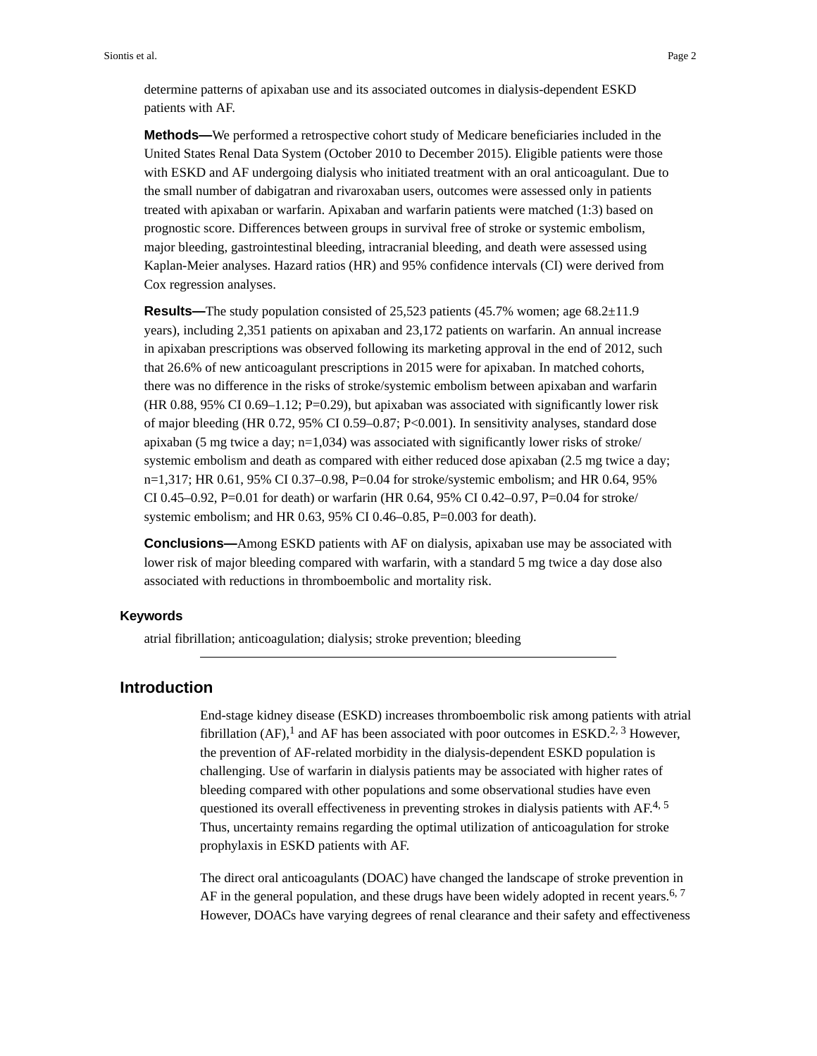determine patterns of apixaban use and its associated outcomes in dialysis-dependent ESKD patients with AF.

**Methods—**We performed a retrospective cohort study of Medicare beneficiaries included in the United States Renal Data System (October 2010 to December 2015). Eligible patients were those with ESKD and AF undergoing dialysis who initiated treatment with an oral anticoagulant. Due to the small number of dabigatran and rivaroxaban users, outcomes were assessed only in patients treated with apixaban or warfarin. Apixaban and warfarin patients were matched (1:3) based on prognostic score. Differences between groups in survival free of stroke or systemic embolism, major bleeding, gastrointestinal bleeding, intracranial bleeding, and death were assessed using Kaplan-Meier analyses. Hazard ratios (HR) and 95% confidence intervals (CI) were derived from Cox regression analyses.

**Results—**The study population consisted of 25,523 patients (45.7% women; age 68.2±11.9 years), including 2,351 patients on apixaban and 23,172 patients on warfarin. An annual increase in apixaban prescriptions was observed following its marketing approval in the end of 2012, such that 26.6% of new anticoagulant prescriptions in 2015 were for apixaban. In matched cohorts, there was no difference in the risks of stroke/systemic embolism between apixaban and warfarin (HR 0.88, 95% CI 0.69–1.12; P=0.29), but apixaban was associated with significantly lower risk of major bleeding (HR 0.72, 95% CI 0.59–0.87; P<0.001). In sensitivity analyses, standard dose apixaban (5 mg twice a day; n=1,034) was associated with significantly lower risks of stroke/systemic embolism and death as compared with either reduced dose apixaban (2.5 mg twice a day; n=1,317; HR 0.61, 95% CI 0.37–0.98, P=0.04 for stroke/systemic embolism; and HR 0.64, 95% CI 0.45–0.92, P=0.01 for death) or warfarin (HR 0.64, 95% CI 0.42–0.97, P=0.04 for stroke/systemic embolism; and HR 0.63, 95% CI 0.46–0.85, P=0.003 for death).

**Conclusions—**Among ESKD patients with AF on dialysis, apixaban use may be associated with lower risk of major bleeding compared with warfarin, with a standard 5 mg twice a day dose also associated with reductions in thromboembolic and mortality risk.

### Keywords

atrial fibrillation; anticoagulation; dialysis; stroke prevention; bleeding

## Introduction

End-stage kidney disease (ESKD) increases thromboembolic risk among patients with atrial fibrillation (AF),[1] and AF has been associated with poor outcomes in ESKD.[2, 3] However, the prevention of AF-related morbidity in the dialysis-dependent ESKD population is challenging. Use of warfarin in dialysis patients may be associated with higher rates of bleeding compared with other populations and some observational studies have even questioned its overall effectiveness in preventing strokes in dialysis patients with AF.[4, 5] Thus, uncertainty remains regarding the optimal utilization of anticoagulation for stroke prophylaxis in ESKD patients with AF.

The direct oral anticoagulants (DOAC) have changed the landscape of stroke prevention in AF in the general population, and these drugs have been widely adopted in recent years.[6, 7] However, DOACs have varying degrees of renal clearance and their safety and effectiveness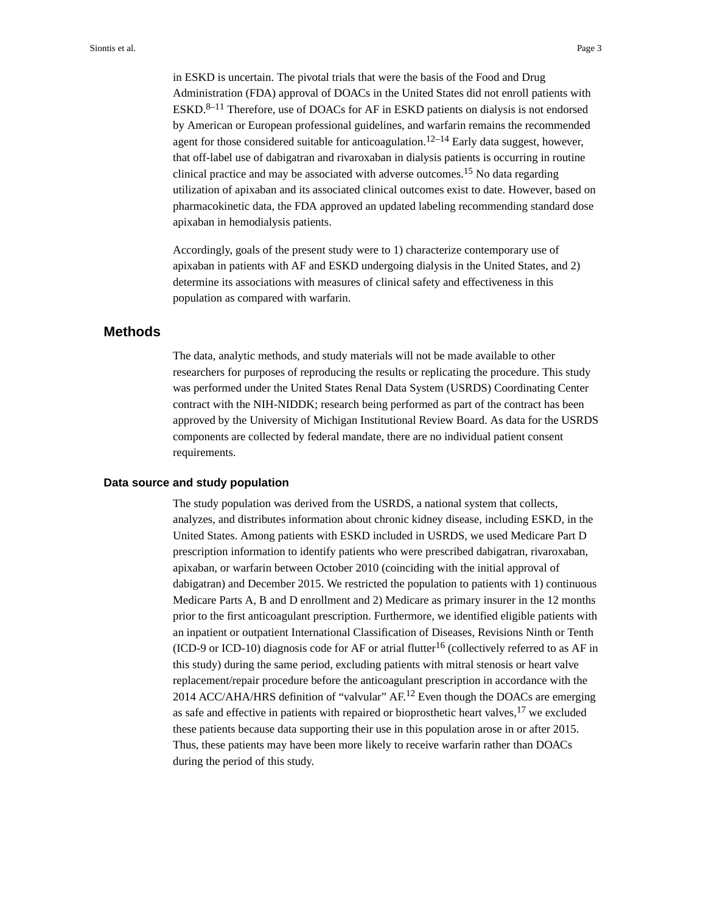in ESKD is uncertain. The pivotal trials that were the basis of the Food and Drug Administration (FDA) approval of DOACs in the United States did not enroll patients with ESKD.[8–11] Therefore, use of DOACs for AF in ESKD patients on dialysis is not endorsed by American or European professional guidelines, and warfarin remains the recommended agent for those considered suitable for anticoagulation.[12–14] Early data suggest, however, that off-label use of dabigatran and rivaroxaban in dialysis patients is occurring in routine clinical practice and may be associated with adverse outcomes.[15] No data regarding utilization of apixaban and its associated clinical outcomes exist to date. However, based on pharmacokinetic data, the FDA approved an updated labeling recommending standard dose apixaban in hemodialysis patients.

Accordingly, goals of the present study were to 1) characterize contemporary use of apixaban in patients with AF and ESKD undergoing dialysis in the United States, and 2) determine its associations with measures of clinical safety and effectiveness in this population as compared with warfarin.

## Methods

The data, analytic methods, and study materials will not be made available to other researchers for purposes of reproducing the results or replicating the procedure. This study was performed under the United States Renal Data System (USRDS) Coordinating Center contract with the NIH-NIDDK; research being performed as part of the contract has been approved by the University of Michigan Institutional Review Board. As data for the USRDS components are collected by federal mandate, there are no individual patient consent requirements.

### Data source and study population

The study population was derived from the USRDS, a national system that collects, analyzes, and distributes information about chronic kidney disease, including ESKD, in the United States. Among patients with ESKD included in USRDS, we used Medicare Part D prescription information to identify patients who were prescribed dabigatran, rivaroxaban, apixaban, or warfarin between October 2010 (coinciding with the initial approval of dabigatran) and December 2015. We restricted the population to patients with 1) continuous Medicare Parts A, B and D enrollment and 2) Medicare as primary insurer in the 12 months prior to the first anticoagulant prescription. Furthermore, we identified eligible patients with an inpatient or outpatient International Classification of Diseases, Revisions Ninth or Tenth (ICD-9 or ICD-10) diagnosis code for AF or atrial flutter[16] (collectively referred to as AF in this study) during the same period, excluding patients with mitral stenosis or heart valve replacement/repair procedure before the anticoagulant prescription in accordance with the 2014 ACC/AHA/HRS definition of "valvular" AF.[12] Even though the DOACs are emerging as safe and effective in patients with repaired or bioprosthetic heart valves,[17] we excluded these patients because data supporting their use in this population arose in or after 2015. Thus, these patients may have been more likely to receive warfarin rather than DOACs during the period of this study.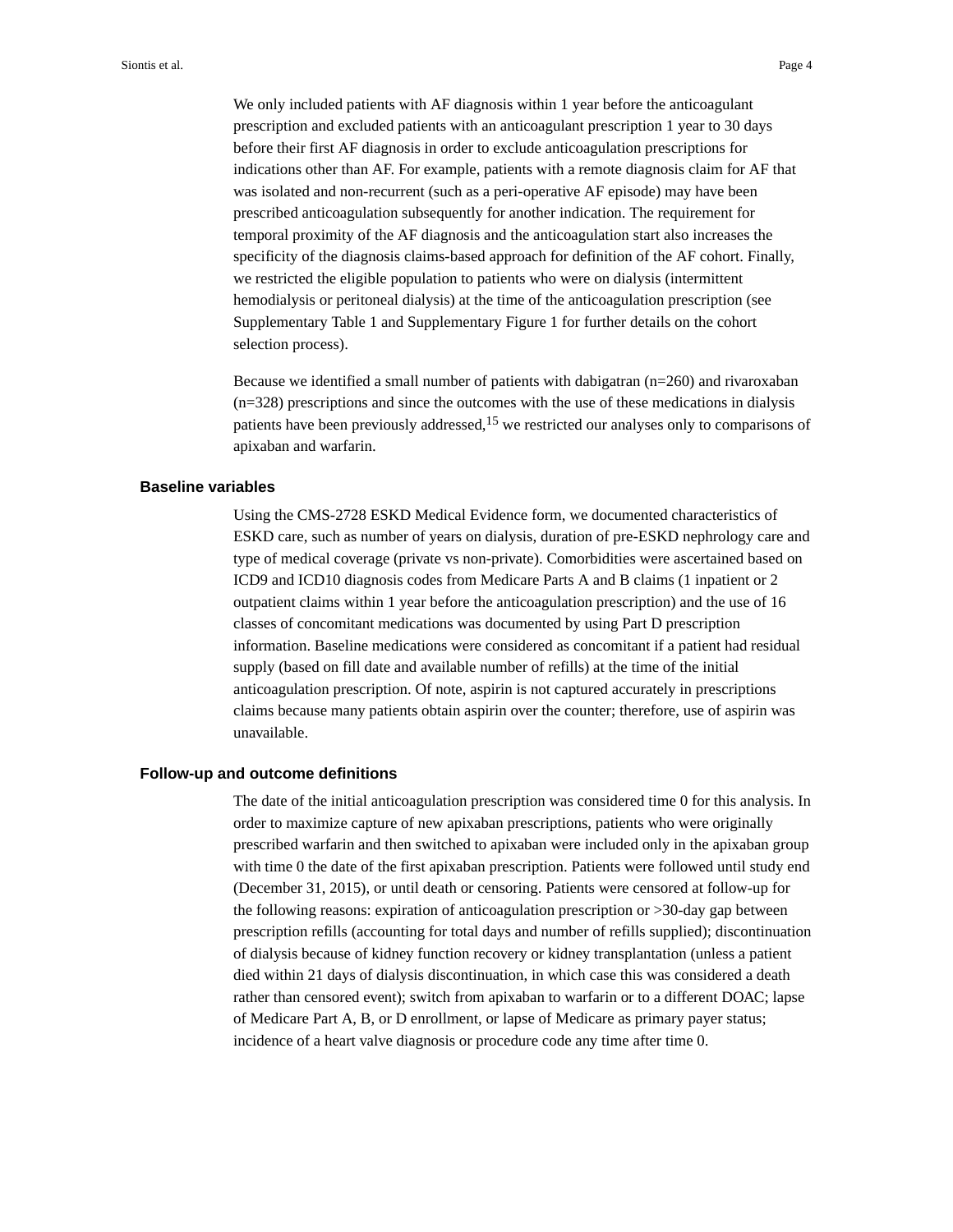We only included patients with AF diagnosis within 1 year before the anticoagulant prescription and excluded patients with an anticoagulant prescription 1 year to 30 days before their first AF diagnosis in order to exclude anticoagulation prescriptions for indications other than AF. For example, patients with a remote diagnosis claim for AF that was isolated and non-recurrent (such as a peri-operative AF episode) may have been prescribed anticoagulation subsequently for another indication. The requirement for temporal proximity of the AF diagnosis and the anticoagulation start also increases the specificity of the diagnosis claims-based approach for definition of the AF cohort. Finally, we restricted the eligible population to patients who were on dialysis (intermittent hemodialysis or peritoneal dialysis) at the time of the anticoagulation prescription (see Supplementary Table 1 and Supplementary Figure 1 for further details on the cohort selection process).

Because we identified a small number of patients with dabigatran (n=260) and rivaroxaban (n=328) prescriptions and since the outcomes with the use of these medications in dialysis patients have been previously addressed,[15] we restricted our analyses only to comparisons of apixaban and warfarin.

## Baseline variables

Using the CMS-2728 ESKD Medical Evidence form, we documented characteristics of ESKD care, such as number of years on dialysis, duration of pre-ESKD nephrology care and type of medical coverage (private vs non-private). Comorbidities were ascertained based on ICD9 and ICD10 diagnosis codes from Medicare Parts A and B claims (1 inpatient or 2 outpatient claims within 1 year before the anticoagulation prescription) and the use of 16 classes of concomitant medications was documented by using Part D prescription information. Baseline medications were considered as concomitant if a patient had residual supply (based on fill date and available number of refills) at the time of the initial anticoagulation prescription. Of note, aspirin is not captured accurately in prescriptions claims because many patients obtain aspirin over the counter; therefore, use of aspirin was unavailable.

## Follow-up and outcome definitions

The date of the initial anticoagulation prescription was considered time 0 for this analysis. In order to maximize capture of new apixaban prescriptions, patients who were originally prescribed warfarin and then switched to apixaban were included only in the apixaban group with time 0 the date of the first apixaban prescription. Patients were followed until study end (December 31, 2015), or until death or censoring. Patients were censored at follow-up for the following reasons: expiration of anticoagulation prescription or >30-day gap between prescription refills (accounting for total days and number of refills supplied); discontinuation of dialysis because of kidney function recovery or kidney transplantation (unless a patient died within 21 days of dialysis discontinuation, in which case this was considered a death rather than censored event); switch from apixaban to warfarin or to a different DOAC; lapse of Medicare Part A, B, or D enrollment, or lapse of Medicare as primary payer status; incidence of a heart valve diagnosis or procedure code any time after time 0.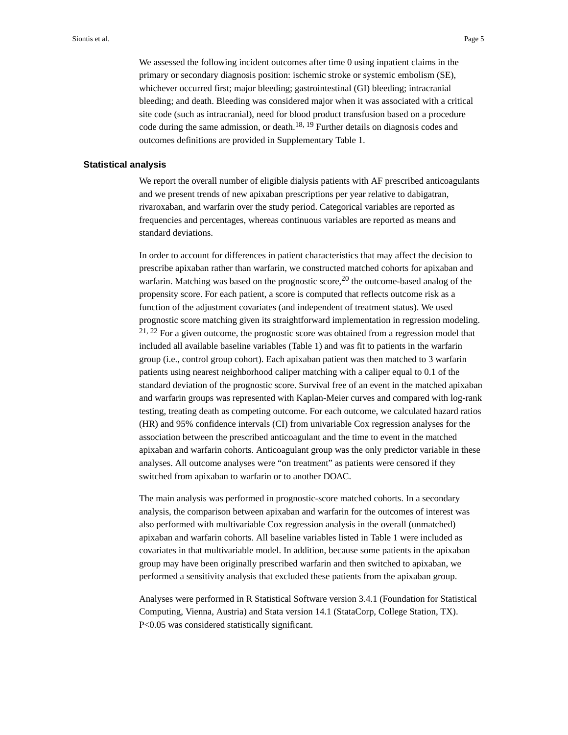We assessed the following incident outcomes after time 0 using inpatient claims in the primary or secondary diagnosis position: ischemic stroke or systemic embolism (SE), whichever occurred first; major bleeding; gastrointestinal (GI) bleeding; intracranial bleeding; and death. Bleeding was considered major when it was associated with a critical site code (such as intracranial), need for blood product transfusion based on a procedure code during the same admission, or death.[18, 19] Further details on diagnosis codes and outcomes definitions are provided in Supplementary Table 1.

## Statistical analysis

We report the overall number of eligible dialysis patients with AF prescribed anticoagulants and we present trends of new apixaban prescriptions per year relative to dabigatran, rivaroxaban, and warfarin over the study period. Categorical variables are reported as frequencies and percentages, whereas continuous variables are reported as means and standard deviations.

In order to account for differences in patient characteristics that may affect the decision to prescribe apixaban rather than warfarin, we constructed matched cohorts for apixaban and warfarin. Matching was based on the prognostic score,[20] the outcome-based analog of the propensity score. For each patient, a score is computed that reflects outcome risk as a function of the adjustment covariates (and independent of treatment status). We used prognostic score matching given its straightforward implementation in regression modeling.[21, 22] For a given outcome, the prognostic score was obtained from a regression model that included all available baseline variables (Table 1) and was fit to patients in the warfarin group (i.e., control group cohort). Each apixaban patient was then matched to 3 warfarin patients using nearest neighborhood caliper matching with a caliper equal to 0.1 of the standard deviation of the prognostic score. Survival free of an event in the matched apixaban and warfarin groups was represented with Kaplan-Meier curves and compared with log-rank testing, treating death as competing outcome. For each outcome, we calculated hazard ratios (HR) and 95% confidence intervals (CI) from univariable Cox regression analyses for the association between the prescribed anticoagulant and the time to event in the matched apixaban and warfarin cohorts. Anticoagulant group was the only predictor variable in these analyses. All outcome analyses were "on treatment" as patients were censored if they switched from apixaban to warfarin or to another DOAC.

The main analysis was performed in prognostic-score matched cohorts. In a secondary analysis, the comparison between apixaban and warfarin for the outcomes of interest was also performed with multivariable Cox regression analysis in the overall (unmatched) apixaban and warfarin cohorts. All baseline variables listed in Table 1 were included as covariates in that multivariable model. In addition, because some patients in the apixaban group may have been originally prescribed warfarin and then switched to apixaban, we performed a sensitivity analysis that excluded these patients from the apixaban group.

Analyses were performed in R Statistical Software version 3.4.1 (Foundation for Statistical Computing, Vienna, Austria) and Stata version 14.1 (StataCorp, College Station, TX). $P<0.05$ was considered statistically significant.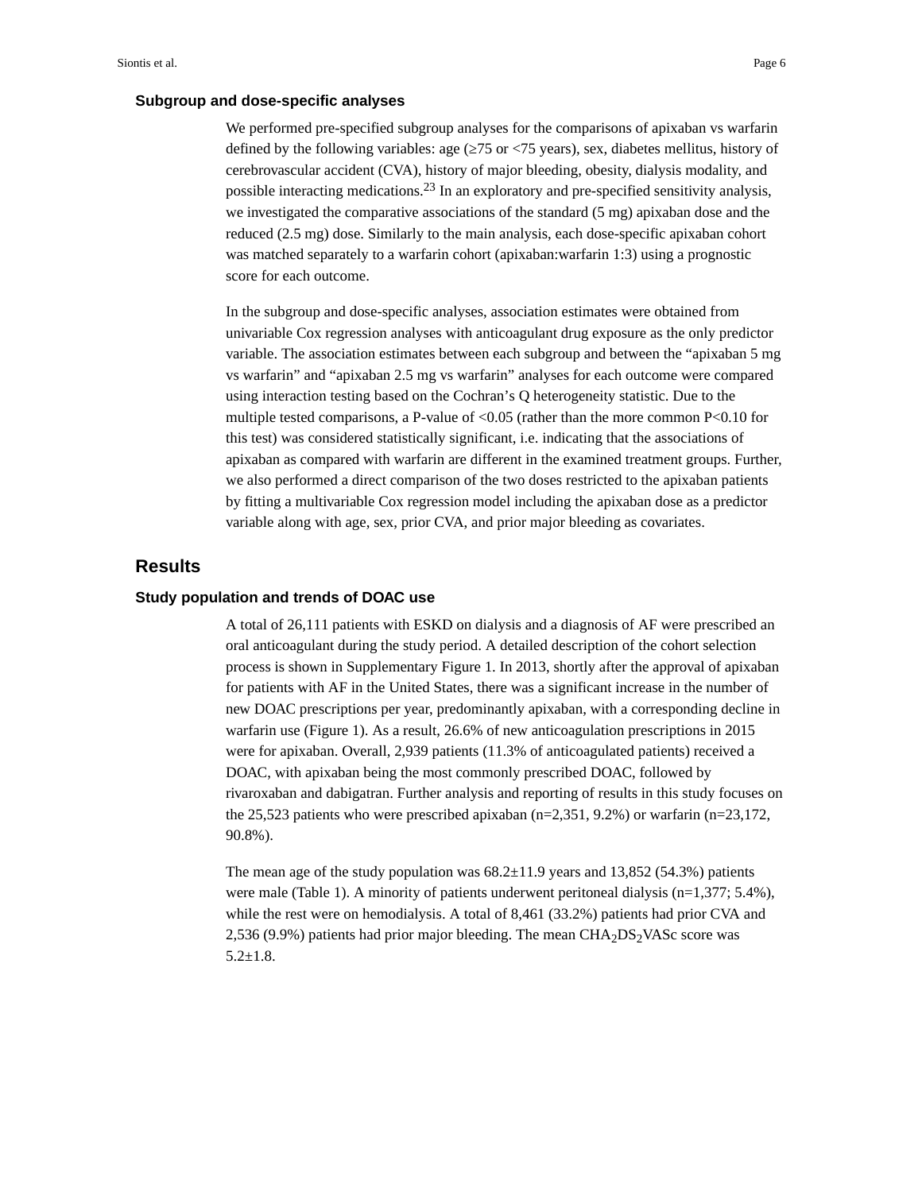### Subgroup and dose-specific analyses

We performed pre-specified subgroup analyses for the comparisons of apixaban vs warfarin defined by the following variables: age (≥75 or <75 years), sex, diabetes mellitus, history of cerebrovascular accident (CVA), history of major bleeding, obesity, dialysis modality, and possible interacting medications.[23] In an exploratory and pre-specified sensitivity analysis, we investigated the comparative associations of the standard (5 mg) apixaban dose and the reduced (2.5 mg) dose. Similarly to the main analysis, each dose-specific apixaban cohort was matched separately to a warfarin cohort (apixaban:warfarin 1:3) using a prognostic score for each outcome.

In the subgroup and dose-specific analyses, association estimates were obtained from univariable Cox regression analyses with anticoagulant drug exposure as the only predictor variable. The association estimates between each subgroup and between the "apixaban 5 mg vs warfarin" and "apixaban 2.5 mg vs warfarin" analyses for each outcome were compared using interaction testing based on the Cochran's Q heterogeneity statistic. Due to the multiple tested comparisons, a P-value of <0.05 (rather than the more common P<0.10 for this test) was considered statistically significant, i.e. indicating that the associations of apixaban as compared with warfarin are different in the examined treatment groups. Further, we also performed a direct comparison of the two doses restricted to the apixaban patients by fitting a multivariable Cox regression model including the apixaban dose as a predictor variable along with age, sex, prior CVA, and prior major bleeding as covariates.

## Results

### Study population and trends of DOAC use

A total of 26,111 patients with ESKD on dialysis and a diagnosis of AF were prescribed an oral anticoagulant during the study period. A detailed description of the cohort selection process is shown in Supplementary Figure 1. In 2013, shortly after the approval of apixaban for patients with AF in the United States, there was a significant increase in the number of new DOAC prescriptions per year, predominantly apixaban, with a corresponding decline in warfarin use (Figure 1). As a result, 26.6% of new anticoagulation prescriptions in 2015 were for apixaban. Overall, 2,939 patients (11.3% of anticoagulated patients) received a DOAC, with apixaban being the most commonly prescribed DOAC, followed by rivaroxaban and dabigatran. Further analysis and reporting of results in this study focuses on the 25,523 patients who were prescribed apixaban (n=2,351, 9.2%) or warfarin (n=23,172, 90.8%).

The mean age of the study population was 68.2±11.9 years and 13,852 (54.3%) patients were male (Table 1). A minority of patients underwent peritoneal dialysis (n=1,377; 5.4%), while the rest were on hemodialysis. A total of 8,461 (33.2%) patients had prior CVA and 2,536 (9.9%) patients had prior major bleeding. The mean $CHA_2DS_2VASc$ score was 5.2±1.8.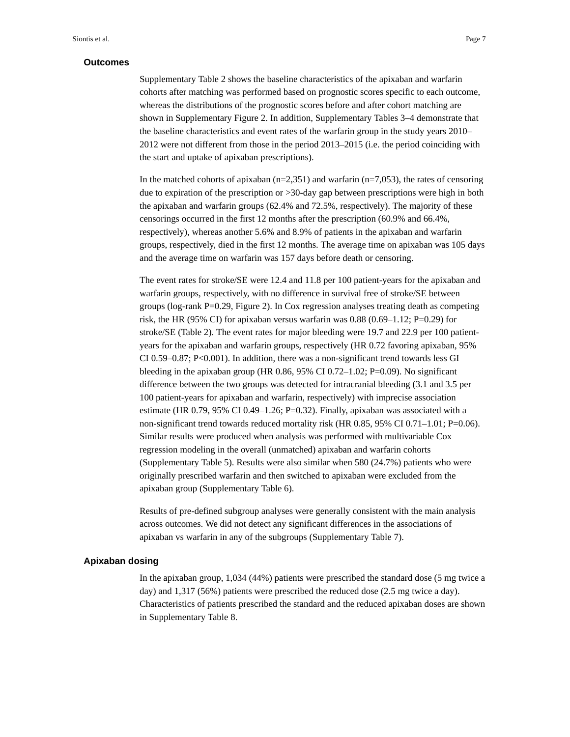## Outcomes

Supplementary Table 2 shows the baseline characteristics of the apixaban and warfarin cohorts after matching was performed based on prognostic scores specific to each outcome, whereas the distributions of the prognostic scores before and after cohort matching are shown in Supplementary Figure 2. In addition, Supplementary Tables 3–4 demonstrate that the baseline characteristics and event rates of the warfarin group in the study years 2010–2012 were not different from those in the period 2013–2015 (i.e. the period coinciding with the start and uptake of apixaban prescriptions).

In the matched cohorts of apixaban (n=2,351) and warfarin (n=7,053), the rates of censoring due to expiration of the prescription or >30-day gap between prescriptions were high in both the apixaban and warfarin groups (62.4% and 72.5%, respectively). The majority of these censorings occurred in the first 12 months after the prescription (60.9% and 66.4%, respectively), whereas another 5.6% and 8.9% of patients in the apixaban and warfarin groups, respectively, died in the first 12 months. The average time on apixaban was 105 days and the average time on warfarin was 157 days before death or censoring.

The event rates for stroke/SE were 12.4 and 11.8 per 100 patient-years for the apixaban and warfarin groups, respectively, with no difference in survival free of stroke/SE between groups (log-rank P=0.29, Figure 2). In Cox regression analyses treating death as competing risk, the HR (95% CI) for apixaban versus warfarin was 0.88 (0.69–1.12; P=0.29) for stroke/SE (Table 2). The event rates for major bleeding were 19.7 and 22.9 per 100 patient-years for the apixaban and warfarin groups, respectively (HR 0.72 favoring apixaban, 95% CI 0.59–0.87; P<0.001). In addition, there was a non-significant trend towards less GI bleeding in the apixaban group (HR 0.86, 95% CI 0.72–1.02; P=0.09). No significant difference between the two groups was detected for intracranial bleeding (3.1 and 3.5 per 100 patient-years for apixaban and warfarin, respectively) with imprecise association estimate (HR 0.79, 95% CI 0.49–1.26; P=0.32). Finally, apixaban was associated with a non-significant trend towards reduced mortality risk (HR 0.85, 95% CI 0.71–1.01; P=0.06). Similar results were produced when analysis was performed with multivariable Cox regression modeling in the overall (unmatched) apixaban and warfarin cohorts (Supplementary Table 5). Results were also similar when 580 (24.7%) patients who were originally prescribed warfarin and then switched to apixaban were excluded from the apixaban group (Supplementary Table 6).

Results of pre-defined subgroup analyses were generally consistent with the main analysis across outcomes. We did not detect any significant differences in the associations of apixaban vs warfarin in any of the subgroups (Supplementary Table 7).

## Apixaban dosing

In the apixaban group, 1,034 (44%) patients were prescribed the standard dose (5 mg twice a day) and 1,317 (56%) patients were prescribed the reduced dose (2.5 mg twice a day). Characteristics of patients prescribed the standard and the reduced apixaban doses are shown in Supplementary Table 8.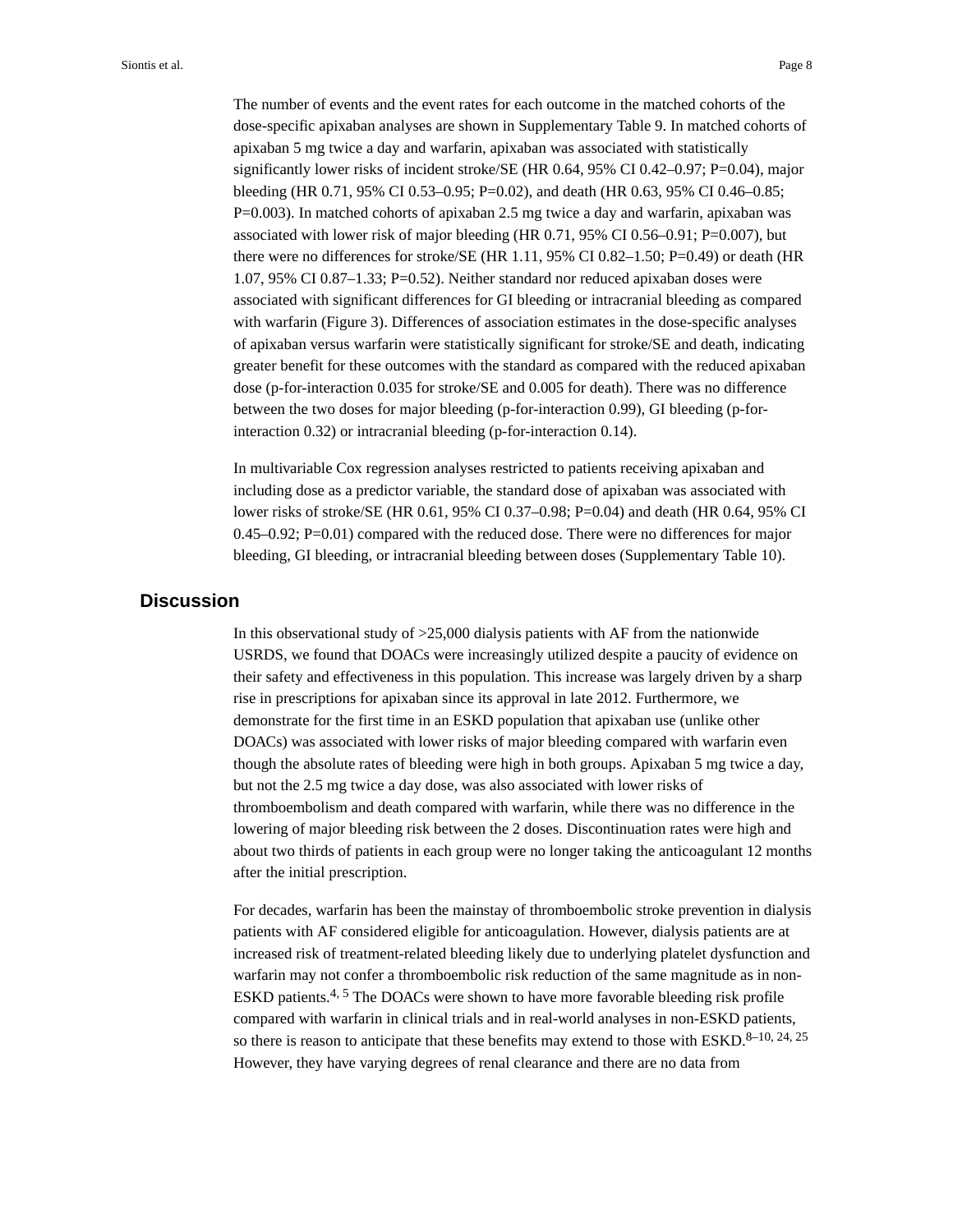The number of events and the event rates for each outcome in the matched cohorts of the dose-specific apixaban analyses are shown in Supplementary Table 9. In matched cohorts of apixaban 5 mg twice a day and warfarin, apixaban was associated with statistically significantly lower risks of incident stroke/SE (HR 0.64, 95% CI 0.42–0.97; P=0.04), major bleeding (HR 0.71, 95% CI 0.53–0.95; P=0.02), and death (HR 0.63, 95% CI 0.46–0.85; P=0.003). In matched cohorts of apixaban 2.5 mg twice a day and warfarin, apixaban was associated with lower risk of major bleeding (HR 0.71, 95% CI 0.56–0.91; P=0.007), but there were no differences for stroke/SE (HR 1.11, 95% CI 0.82–1.50; P=0.49) or death (HR 1.07, 95% CI 0.87–1.33; P=0.52). Neither standard nor reduced apixaban doses were associated with significant differences for GI bleeding or intracranial bleeding as compared with warfarin (Figure 3). Differences of association estimates in the dose-specific analyses of apixaban versus warfarin were statistically significant for stroke/SE and death, indicating greater benefit for these outcomes with the standard as compared with the reduced apixaban dose (p-for-interaction 0.035 for stroke/SE and 0.005 for death). There was no difference between the two doses for major bleeding (p-for-interaction 0.99), GI bleeding (p-for-interaction 0.32) or intracranial bleeding (p-for-interaction 0.14).

In multivariable Cox regression analyses restricted to patients receiving apixaban and including dose as a predictor variable, the standard dose of apixaban was associated with lower risks of stroke/SE (HR 0.61, 95% CI 0.37–0.98; P=0.04) and death (HR 0.64, 95% CI 0.45–0.92; P=0.01) compared with the reduced dose. There were no differences for major bleeding, GI bleeding, or intracranial bleeding between doses (Supplementary Table 10).

## Discussion

In this observational study of >25,000 dialysis patients with AF from the nationwide USRDS, we found that DOACs were increasingly utilized despite a paucity of evidence on their safety and effectiveness in this population. This increase was largely driven by a sharp rise in prescriptions for apixaban since its approval in late 2012. Furthermore, we demonstrate for the first time in an ESKD population that apixaban use (unlike other DOACs) was associated with lower risks of major bleeding compared with warfarin even though the absolute rates of bleeding were high in both groups. Apixaban 5 mg twice a day, but not the 2.5 mg twice a day dose, was also associated with lower risks of thromboembolism and death compared with warfarin, while there was no difference in the lowering of major bleeding risk between the 2 doses. Discontinuation rates were high and about two thirds of patients in each group were no longer taking the anticoagulant 12 months after the initial prescription.

For decades, warfarin has been the mainstay of thromboembolic stroke prevention in dialysis patients with AF considered eligible for anticoagulation. However, dialysis patients are at increased risk of treatment-related bleeding likely due to underlying platelet dysfunction and warfarin may not confer a thromboembolic risk reduction of the same magnitude as in non-ESKD patients.[4, 5] The DOACs were shown to have more favorable bleeding risk profile compared with warfarin in clinical trials and in real-world analyses in non-ESKD patients, so there is reason to anticipate that these benefits may extend to those with ESKD.[8–10, 24, 25] However, they have varying degrees of renal clearance and there are no data from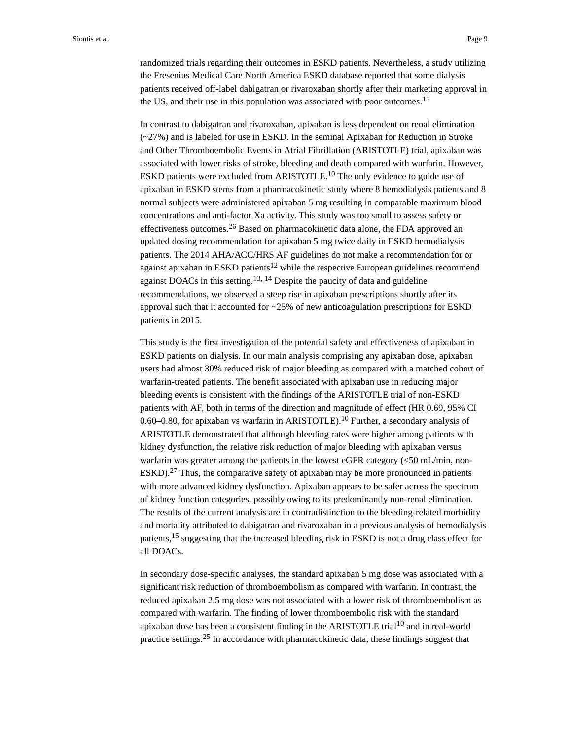randomized trials regarding their outcomes in ESKD patients. Nevertheless, a study utilizing the Fresenius Medical Care North America ESKD database reported that some dialysis patients received off-label dabigatran or rivaroxaban shortly after their marketing approval in the US, and their use in this population was associated with poor outcomes.[15]

In contrast to dabigatran and rivaroxaban, apixaban is less dependent on renal elimination (~27%) and is labeled for use in ESKD. In the seminal Apixaban for Reduction in Stroke and Other Thromboembolic Events in Atrial Fibrillation (ARISTOTLE) trial, apixaban was associated with lower risks of stroke, bleeding and death compared with warfarin. However, ESKD patients were excluded from ARISTOTLE.[10] The only evidence to guide use of apixaban in ESKD stems from a pharmacokinetic study where 8 hemodialysis patients and 8 normal subjects were administered apixaban 5 mg resulting in comparable maximum blood concentrations and anti-factor Xa activity. This study was too small to assess safety or effectiveness outcomes.[26] Based on pharmacokinetic data alone, the FDA approved an updated dosing recommendation for apixaban 5 mg twice daily in ESKD hemodialysis patients. The 2014 AHA/ACC/HRS AF guidelines do not make a recommendation for or against apixaban in ESKD patients[12] while the respective European guidelines recommend against DOACs in this setting.[13, 14] Despite the paucity of data and guideline recommendations, we observed a steep rise in apixaban prescriptions shortly after its approval such that it accounted for ~25% of new anticoagulation prescriptions for ESKD patients in 2015.

This study is the first investigation of the potential safety and effectiveness of apixaban in ESKD patients on dialysis. In our main analysis comprising any apixaban dose, apixaban users had almost 30% reduced risk of major bleeding as compared with a matched cohort of warfarin-treated patients. The benefit associated with apixaban use in reducing major bleeding events is consistent with the findings of the ARISTOTLE trial of non-ESKD patients with AF, both in terms of the direction and magnitude of effect (HR 0.69, 95% CI 0.60–0.80, for apixaban vs warfarin in ARISTOTLE).[10] Further, a secondary analysis of ARISTOTLE demonstrated that although bleeding rates were higher among patients with kidney dysfunction, the relative risk reduction of major bleeding with apixaban versus warfarin was greater among the patients in the lowest eGFR category (≤50 mL/min, non-ESKD).[27] Thus, the comparative safety of apixaban may be more pronounced in patients with more advanced kidney dysfunction. Apixaban appears to be safer across the spectrum of kidney function categories, possibly owing to its predominantly non-renal elimination. The results of the current analysis are in contradistinction to the bleeding-related morbidity and mortality attributed to dabigatran and rivaroxaban in a previous analysis of hemodialysis patients,[15] suggesting that the increased bleeding risk in ESKD is not a drug class effect for all DOACs.

In secondary dose-specific analyses, the standard apixaban 5 mg dose was associated with a significant risk reduction of thromboembolism as compared with warfarin. In contrast, the reduced apixaban 2.5 mg dose was not associated with a lower risk of thromboembolism as compared with warfarin. The finding of lower thromboembolic risk with the standard apixaban dose has been a consistent finding in the ARISTOTLE trial[10] and in real-world practice settings.[25] In accordance with pharmacokinetic data, these findings suggest that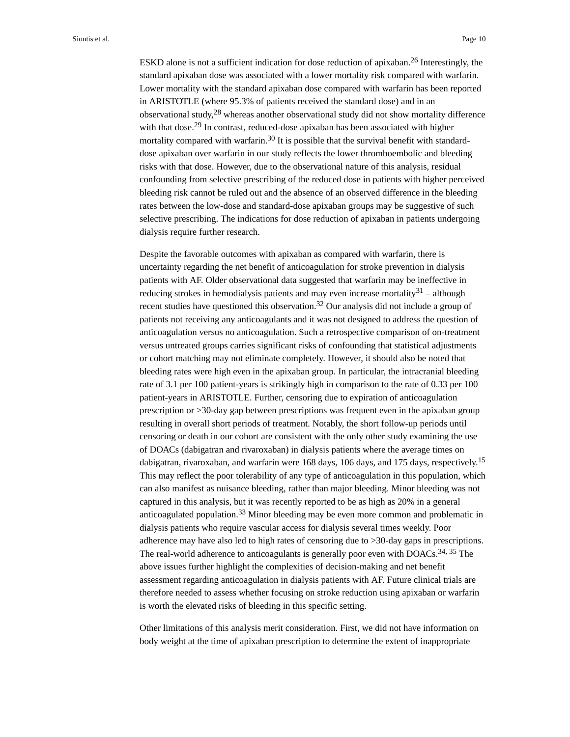ESKD alone is not a sufficient indication for dose reduction of apixaban.[26] Interestingly, the standard apixaban dose was associated with a lower mortality risk compared with warfarin. Lower mortality with the standard apixaban dose compared with warfarin has been reported in ARISTOTLE (where 95.3% of patients received the standard dose) and in an observational study,[28] whereas another observational study did not show mortality difference with that dose.[29] In contrast, reduced-dose apixaban has been associated with higher mortality compared with warfarin.[30] It is possible that the survival benefit with standard-dose apixaban over warfarin in our study reflects the lower thromboembolic and bleeding risks with that dose. However, due to the observational nature of this analysis, residual confounding from selective prescribing of the reduced dose in patients with higher perceived bleeding risk cannot be ruled out and the absence of an observed difference in the bleeding rates between the low-dose and standard-dose apixaban groups may be suggestive of such selective prescribing. The indications for dose reduction of apixaban in patients undergoing dialysis require further research.

Despite the favorable outcomes with apixaban as compared with warfarin, there is uncertainty regarding the net benefit of anticoagulation for stroke prevention in dialysis patients with AF. Older observational data suggested that warfarin may be ineffective in reducing strokes in hemodialysis patients and may even increase mortality[31] – although recent studies have questioned this observation.[32] Our analysis did not include a group of patients not receiving any anticoagulants and it was not designed to address the question of anticoagulation versus no anticoagulation. Such a retrospective comparison of on-treatment versus untreated groups carries significant risks of confounding that statistical adjustments or cohort matching may not eliminate completely. However, it should also be noted that bleeding rates were high even in the apixaban group. In particular, the intracranial bleeding rate of 3.1 per 100 patient-years is strikingly high in comparison to the rate of 0.33 per 100 patient-years in ARISTOTLE. Further, censoring due to expiration of anticoagulation prescription or >30-day gap between prescriptions was frequent even in the apixaban group resulting in overall short periods of treatment. Notably, the short follow-up periods until censoring or death in our cohort are consistent with the only other study examining the use of DOACs (dabigatran and rivaroxaban) in dialysis patients where the average times on dabigatran, rivaroxaban, and warfarin were 168 days, 106 days, and 175 days, respectively.[15] This may reflect the poor tolerability of any type of anticoagulation in this population, which can also manifest as nuisance bleeding, rather than major bleeding. Minor bleeding was not captured in this analysis, but it was recently reported to be as high as 20% in a general anticoagulated population.[33] Minor bleeding may be even more common and problematic in dialysis patients who require vascular access for dialysis several times weekly. Poor adherence may have also led to high rates of censoring due to >30-day gaps in prescriptions. The real-world adherence to anticoagulants is generally poor even with DOACs.[34, 35] The above issues further highlight the complexities of decision-making and net benefit assessment regarding anticoagulation in dialysis patients with AF. Future clinical trials are therefore needed to assess whether focusing on stroke reduction using apixaban or warfarin is worth the elevated risks of bleeding in this specific setting.

Other limitations of this analysis merit consideration. First, we did not have information on body weight at the time of apixaban prescription to determine the extent of inappropriate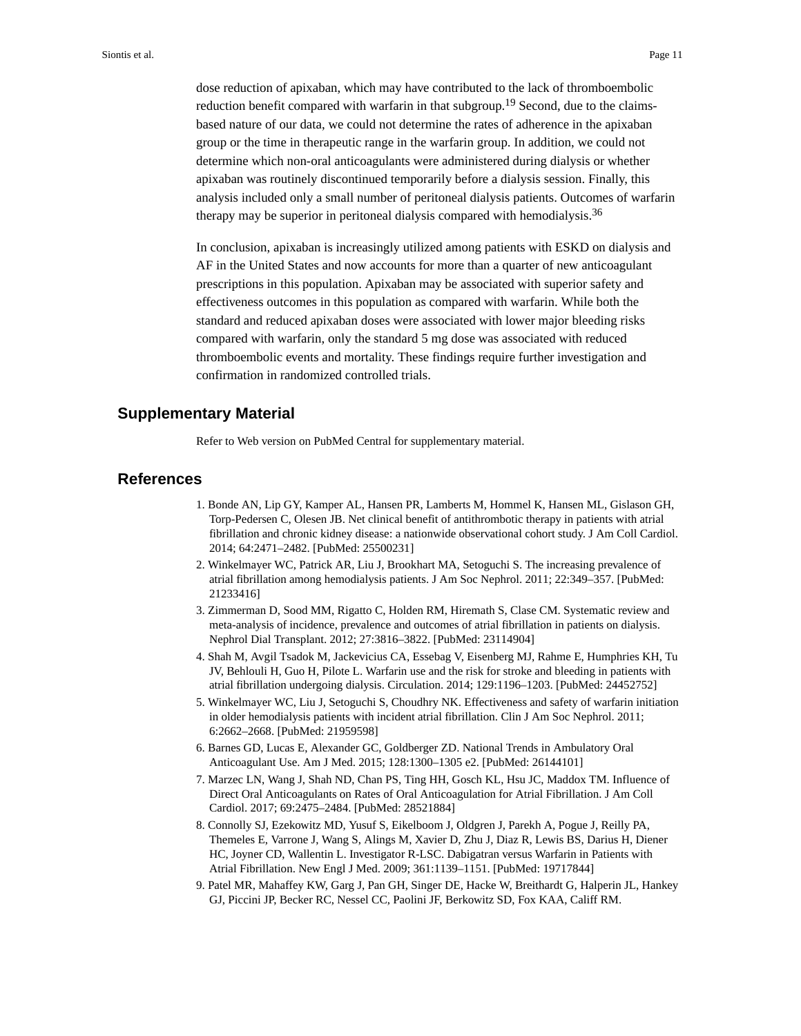dose reduction of apixaban, which may have contributed to the lack of thromboembolic reduction benefit compared with warfarin in that subgroup.[19] Second, due to the claims-based nature of our data, we could not determine the rates of adherence in the apixaban group or the time in therapeutic range in the warfarin group. In addition, we could not determine which non-oral anticoagulants were administered during dialysis or whether apixaban was routinely discontinued temporarily before a dialysis session. Finally, this analysis included only a small number of peritoneal dialysis patients. Outcomes of warfarin therapy may be superior in peritoneal dialysis compared with hemodialysis.[36]

In conclusion, apixaban is increasingly utilized among patients with ESKD on dialysis and AF in the United States and now accounts for more than a quarter of new anticoagulant prescriptions in this population. Apixaban may be associated with superior safety and effectiveness outcomes in this population as compared with warfarin. While both the standard and reduced apixaban doses were associated with lower major bleeding risks compared with warfarin, only the standard 5 mg dose was associated with reduced thromboembolic events and mortality. These findings require further investigation and confirmation in randomized controlled trials.

## Supplementary Material

Refer to Web version on PubMed Central for supplementary material.

## References

1. Bonde AN, Lip GY, Kamper AL, Hansen PR, Lamberts M, Hommel K, Hansen ML, Gislason GH, Torp-Pedersen C, Olesen JB. Net clinical benefit of antithrombotic therapy in patients with atrial fibrillation and chronic kidney disease: a nationwide observational cohort study. J Am Coll Cardiol. 2014; 64:2471–2482. [PubMed: 25500231]
2. Winkelmayer WC, Patrick AR, Liu J, Brookhart MA, Setoguchi S. The increasing prevalence of atrial fibrillation among hemodialysis patients. J Am Soc Nephrol. 2011; 22:349–357. [PubMed: 21233416]
3. Zimmerman D, Sood MM, Rigatto C, Holden RM, Hiremath S, Clase CM. Systematic review and meta-analysis of incidence, prevalence and outcomes of atrial fibrillation in patients on dialysis. Nephrol Dial Transplant. 2012; 27:3816–3822. [PubMed: 23114904]
4. Shah M, Avgil Tsadok M, Jackevicius CA, Essebag V, Eisenberg MJ, Rahme E, Humphries KH, Tu JV, Behlouli H, Guo H, Pilote L. Warfarin use and the risk for stroke and bleeding in patients with atrial fibrillation undergoing dialysis. Circulation. 2014; 129:1196–1203. [PubMed: 24452752]
5. Winkelmayer WC, Liu J, Setoguchi S, Choudhry NK. Effectiveness and safety of warfarin initiation in older hemodialysis patients with incident atrial fibrillation. Clin J Am Soc Nephrol. 2011; 6:2662–2668. [PubMed: 21959598]
6. Barnes GD, Lucas E, Alexander GC, Goldberger ZD. National Trends in Ambulatory Oral Anticoagulant Use. Am J Med. 2015; 128:1300–1305 e2. [PubMed: 26144101]
7. Marzec LN, Wang J, Shah ND, Chan PS, Ting HH, Gosch KL, Hsu JC, Maddox TM. Influence of Direct Oral Anticoagulants on Rates of Oral Anticoagulation for Atrial Fibrillation. J Am Coll Cardiol. 2017; 69:2475–2484. [PubMed: 28521884]
8. Connolly SJ, Ezekowitz MD, Yusuf S, Eikelboom J, Oldgren J, Parekh A, Pogue J, Reilly PA, Themeles E, Varrone J, Wang S, Alings M, Xavier D, Zhu J, Diaz R, Lewis BS, Darius H, Diener HC, Joyner CD, Wallentin L. Investigator R-LSC. Dabigatran versus Warfarin in Patients with Atrial Fibrillation. New Engl J Med. 2009; 361:1139–1151. [PubMed: 19717844]
9. Patel MR, Mahaffey KW, Garg J, Pan GH, Singer DE, Hacke W, Breithardt G, Halperin JL, Hankey GJ, Piccini JP, Becker RC, Nessel CC, Paolini JF, Berkowitz SD, Fox KAA, Califf RM.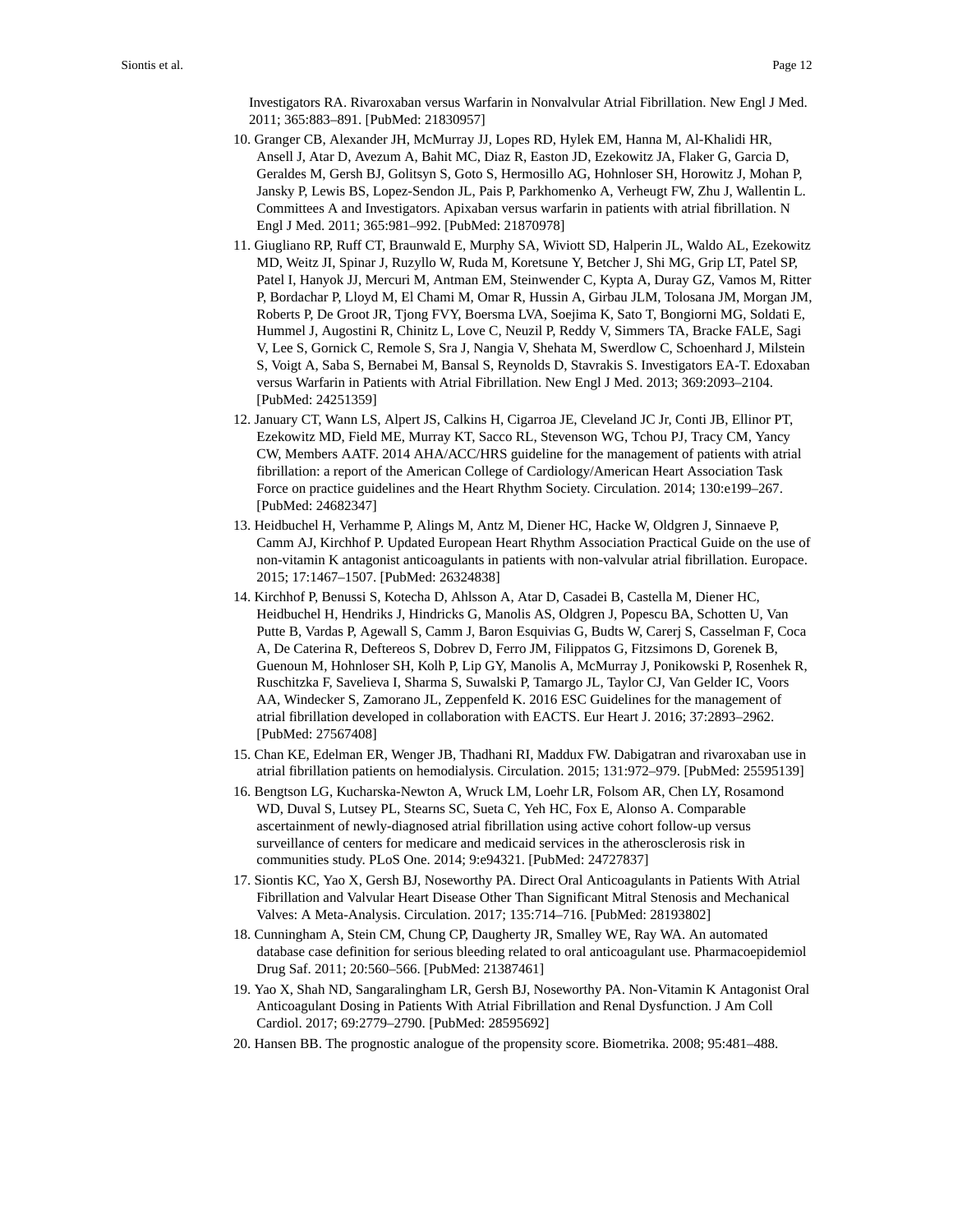Investigators RA. Rivaroxaban versus Warfarin in Nonvalvular Atrial Fibrillation. New Engl J Med. 2011; 365:883–891. [PubMed: 21830957]

10. Granger CB, Alexander JH, McMurray JJ, Lopes RD, Hylek EM, Hanna M, Al-Khalidi HR, Ansell J, Atar D, Avezum A, Bahit MC, Diaz R, Easton JD, Ezekowitz JA, Flaker G, Garcia D, Geraldes M, Gersh BJ, Golitsyn S, Goto S, Hermosillo AG, Hohnloser SH, Horowitz J, Mohan P, Jansky P, Lewis BS, Lopez-Sendon JL, Pais P, Parkhomenko A, Verheugt FW, Zhu J, Wallentin L. Committees A and Investigators. Apixaban versus warfarin in patients with atrial fibrillation. N Engl J Med. 2011; 365:981–992. [PubMed: 21870978]
11. Giugliano RP, Ruff CT, Braunwald E, Murphy SA, Wiviott SD, Halperin JL, Waldo AL, Ezekowitz MD, Weitz JI, Spinar J, Ruzyllo W, Ruda M, Koretsune Y, Betcher J, Shi MG, Grip LT, Patel SP, Patel I, Hanyok JJ, Mercuri M, Antman EM, Steinwender C, Kypta A, Duray GZ, Vamos M, Ritter P, Bordachar P, Lloyd M, El Chami M, Omar R, Hussin A, Girbau JLM, Tolosana JM, Morgan JM, Roberts P, De Groot JR, Tjong FVY, Boersma LVA, Soejima K, Sato T, Bongiorni MG, Soldati E, Hummel J, Augostini R, Chinitz L, Love C, Neuzil P, Reddy V, Simmers TA, Bracke FALE, Sagi V, Lee S, Gornick C, Remole S, Sra J, Nangia V, Shehata M, Swerdlow C, Schoenhard J, Milstein S, Voigt A, Saba S, Bernabei M, Bansal S, Reynolds D, Stavrakis S. Investigators EA-T. Edoxaban versus Warfarin in Patients with Atrial Fibrillation. New Engl J Med. 2013; 369:2093–2104. [PubMed: 24251359]
12. January CT, Wann LS, Alpert JS, Calkins H, Cigarroa JE, Cleveland JC Jr, Conti JB, Ellinor PT, Ezekowitz MD, Field ME, Murray KT, Sacco RL, Stevenson WG, Tchou PJ, Tracy CM, Yancy CW, Members AATF. 2014 AHA/ACC/HRS guideline for the management of patients with atrial fibrillation: a report of the American College of Cardiology/American Heart Association Task Force on practice guidelines and the Heart Rhythm Society. Circulation. 2014; 130:e199–267. [PubMed: 24682347]
13. Heidbuchel H, Verhamme P, Alings M, Antz M, Diener HC, Hacke W, Oldgren J, Sinnaeve P, Camm AJ, Kirchhof P. Updated European Heart Rhythm Association Practical Guide on the use of non-vitamin K antagonist anticoagulants in patients with non-valvular atrial fibrillation. Europace. 2015; 17:1467–1507. [PubMed: 26324838]
14. Kirchhof P, Benussi S, Kotecha D, Ahlsson A, Atar D, Casadei B, Castella M, Diener HC, Heidbuchel H, Hendriks J, Hindricks G, Manolis AS, Oldgren J, Popescu BA, Schotten U, Van Putte B, Vardas P, Agewall S, Camm J, Baron Esquivias G, Budts W, Carerj S, Casselman F, Coca A, De Caterina R, Deftereos S, Dobrev D, Ferro JM, Filippatos G, Fitzsimons D, Gorenek B, Guenoun M, Hohnloser SH, Kolh P, Lip GY, Manolis A, McMurray J, Ponikowski P, Rosenhek R, Ruschitzka F, Savelieva I, Sharma S, Suwalski P, Tamargo JL, Taylor CJ, Van Gelder IC, Voors AA, Windecker S, Zamorano JL, Zeppenfeld K. 2016 ESC Guidelines for the management of atrial fibrillation developed in collaboration with EACTS. Eur Heart J. 2016; 37:2893–2962. [PubMed: 27567408]
15. Chan KE, Edelman ER, Wenger JB, Thadhani RI, Maddux FW. Dabigatran and rivaroxaban use in atrial fibrillation patients on hemodialysis. Circulation. 2015; 131:972–979. [PubMed: 25595139]
16. Bengtson LG, Kucharska-Newton A, Wruck LM, Loehr LR, Folsom AR, Chen LY, Rosamond WD, Duval S, Lutsey PL, Stearns SC, Sueta C, Yeh HC, Fox E, Alonso A. Comparable ascertainment of newly-diagnosed atrial fibrillation using active cohort follow-up versus surveillance of centers for medicare and medicaid services in the atherosclerosis risk in communities study. PLoS One. 2014; 9:e94321. [PubMed: 24727837]
17. Siontis KC, Yao X, Gersh BJ, Noseworthy PA. Direct Oral Anticoagulants in Patients With Atrial Fibrillation and Valvular Heart Disease Other Than Significant Mitral Stenosis and Mechanical Valves: A Meta-Analysis. Circulation. 2017; 135:714–716. [PubMed: 28193802]
18. Cunningham A, Stein CM, Chung CP, Daugherty JR, Smalley WE, Ray WA. An automated database case definition for serious bleeding related to oral anticoagulant use. Pharmacoepidemiol Drug Saf. 2011; 20:560–566. [PubMed: 21387461]
19. Yao X, Shah ND, Sangaralingham LR, Gersh BJ, Noseworthy PA. Non-Vitamin K Antagonist Oral Anticoagulant Dosing in Patients With Atrial Fibrillation and Renal Dysfunction. J Am Coll Cardiol. 2017; 69:2779–2790. [PubMed: 28595692]
20. Hansen BB. The prognostic analogue of the propensity score. Biometrika. 2008; 95:481–488.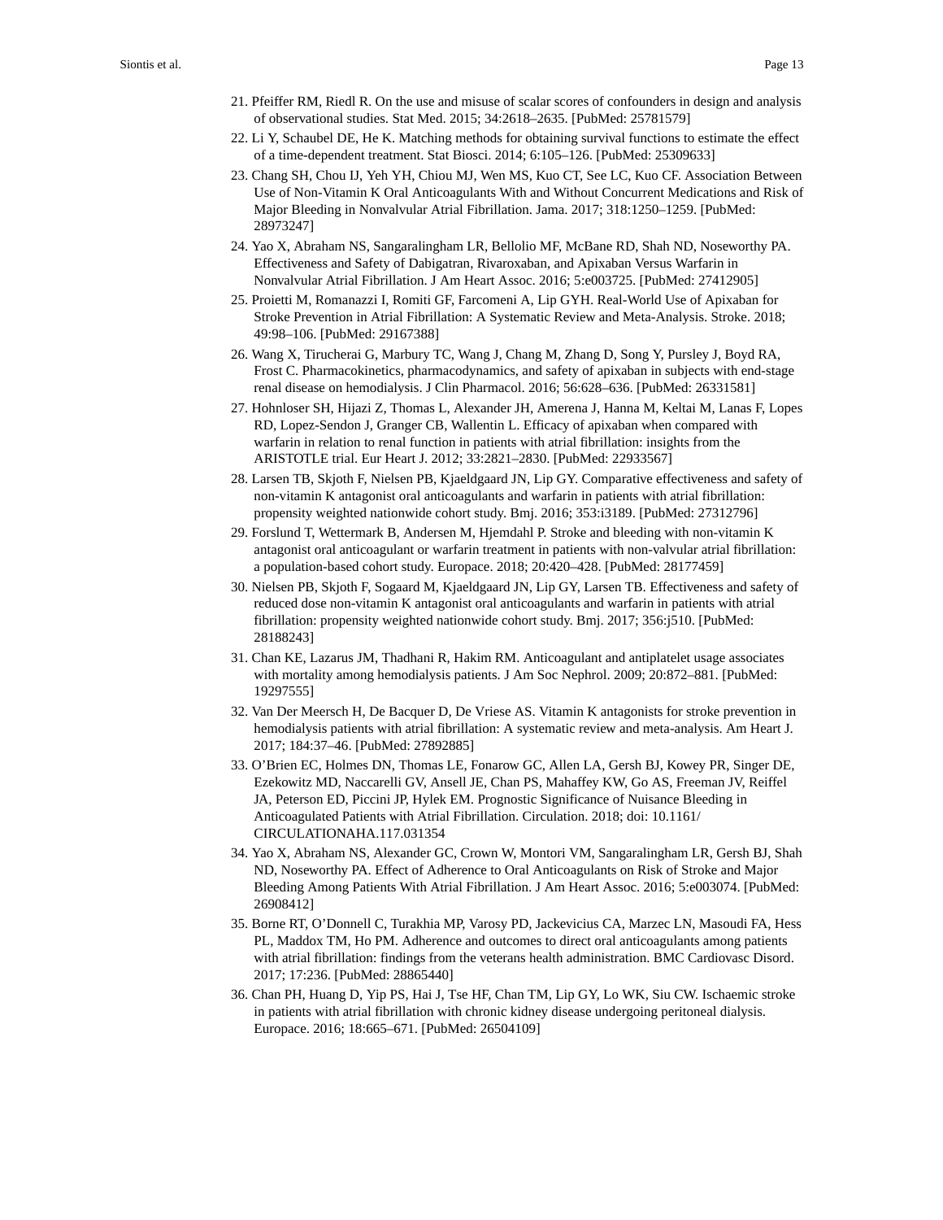21. Pfeiffer RM, Riedl R. On the use and misuse of scalar scores of confounders in design and analysis of observational studies. Stat Med. 2015; 34:2618–2635. [PubMed: 25781579]
22. Li Y, Schaubel DE, He K. Matching methods for obtaining survival functions to estimate the effect of a time-dependent treatment. Stat Biosci. 2014; 6:105–126. [PubMed: 25309633]
23. Chang SH, Chou IJ, Yeh YH, Chiou MJ, Wen MS, Kuo CT, See LC, Kuo CF. Association Between Use of Non-Vitamin K Oral Anticoagulants With and Without Concurrent Medications and Risk of Major Bleeding in Nonvalvular Atrial Fibrillation. Jama. 2017; 318:1250–1259. [PubMed: 28973247]
24. Yao X, Abraham NS, Sangaralingham LR, Bellolio MF, McBane RD, Shah ND, Noseworthy PA. Effectiveness and Safety of Dabigatran, Rivaroxaban, and Apixaban Versus Warfarin in Nonvalvular Atrial Fibrillation. J Am Heart Assoc. 2016; 5:e003725. [PubMed: 27412905]
25. Proietti M, Romanazzi I, Romiti GF, Farcomeni A, Lip GYH. Real-World Use of Apixaban for Stroke Prevention in Atrial Fibrillation: A Systematic Review and Meta-Analysis. Stroke. 2018; 49:98–106. [PubMed: 29167388]
26. Wang X, Tirucherai G, Marbury TC, Wang J, Chang M, Zhang D, Song Y, Pursley J, Boyd RA, Frost C. Pharmacokinetics, pharmacodynamics, and safety of apixaban in subjects with end-stage renal disease on hemodialysis. J Clin Pharmacol. 2016; 56:628–636. [PubMed: 26331581]
27. Hohnloser SH, Hijazi Z, Thomas L, Alexander JH, Amerena J, Hanna M, Keltai M, Lanas F, Lopes RD, Lopez-Sendon J, Granger CB, Wallentin L. Efficacy of apixaban when compared with warfarin in relation to renal function in patients with atrial fibrillation: insights from the ARISTOTLE trial. Eur Heart J. 2012; 33:2821–2830. [PubMed: 22933567]
28. Larsen TB, Skjoth F, Nielsen PB, Kjaeldgaard JN, Lip GY. Comparative effectiveness and safety of non-vitamin K antagonist oral anticoagulants and warfarin in patients with atrial fibrillation: propensity weighted nationwide cohort study. Bmj. 2016; 353:i3189. [PubMed: 27312796]
29. Forslund T, Wettermark B, Andersen M, Hjemdahl P. Stroke and bleeding with non-vitamin K antagonist oral anticoagulant or warfarin treatment in patients with non-valvular atrial fibrillation: a population-based cohort study. Europace. 2018; 20:420–428. [PubMed: 28177459]
30. Nielsen PB, Skjoth F, Sogaard M, Kjaeldgaard JN, Lip GY, Larsen TB. Effectiveness and safety of reduced dose non-vitamin K antagonist oral anticoagulants and warfarin in patients with atrial fibrillation: propensity weighted nationwide cohort study. Bmj. 2017; 356:j510. [PubMed: 28188243]
31. Chan KE, Lazarus JM, Thadhani R, Hakim RM. Anticoagulant and antiplatelet usage associates with mortality among hemodialysis patients. J Am Soc Nephrol. 2009; 20:872–881. [PubMed: 19297555]
32. Van Der Meersch H, De Bacquer D, De Vriese AS. Vitamin K antagonists for stroke prevention in hemodialysis patients with atrial fibrillation: A systematic review and meta-analysis. Am Heart J. 2017; 184:37–46. [PubMed: 27892885]
33. O'Brien EC, Holmes DN, Thomas LE, Fonarow GC, Allen LA, Gersh BJ, Kowey PR, Singer DE, Ezekowitz MD, Naccarelli GV, Ansell JE, Chan PS, Mahaffey KW, Go AS, Freeman JV, Reiffel JA, Peterson ED, Piccini JP, Hylek EM. Prognostic Significance of Nuisance Bleeding in Anticoagulated Patients with Atrial Fibrillation. Circulation. 2018; doi: 10.1161/CIRCULATIONAHA.117.031354
34. Yao X, Abraham NS, Alexander GC, Crown W, Montori VM, Sangaralingham LR, Gersh BJ, Shah ND, Noseworthy PA. Effect of Adherence to Oral Anticoagulants on Risk of Stroke and Major Bleeding Among Patients With Atrial Fibrillation. J Am Heart Assoc. 2016; 5:e003074. [PubMed: 26908412]
35. Borne RT, O'Donnell C, Turakhia MP, Varosy PD, Jackevicius CA, Marzec LN, Masoudi FA, Hess PL, Maddox TM, Ho PM. Adherence and outcomes to direct oral anticoagulants among patients with atrial fibrillation: findings from the veterans health administration. BMC Cardiovasc Disord. 2017; 17:236. [PubMed: 28865440]
36. Chan PH, Huang D, Yip PS, Hai J, Tse HF, Chan TM, Lip GY, Lo WK, Siu CW. Ischaemic stroke in patients with atrial fibrillation with chronic kidney disease undergoing peritoneal dialysis. Europace. 2016; 18:665–671. [PubMed: 26504109]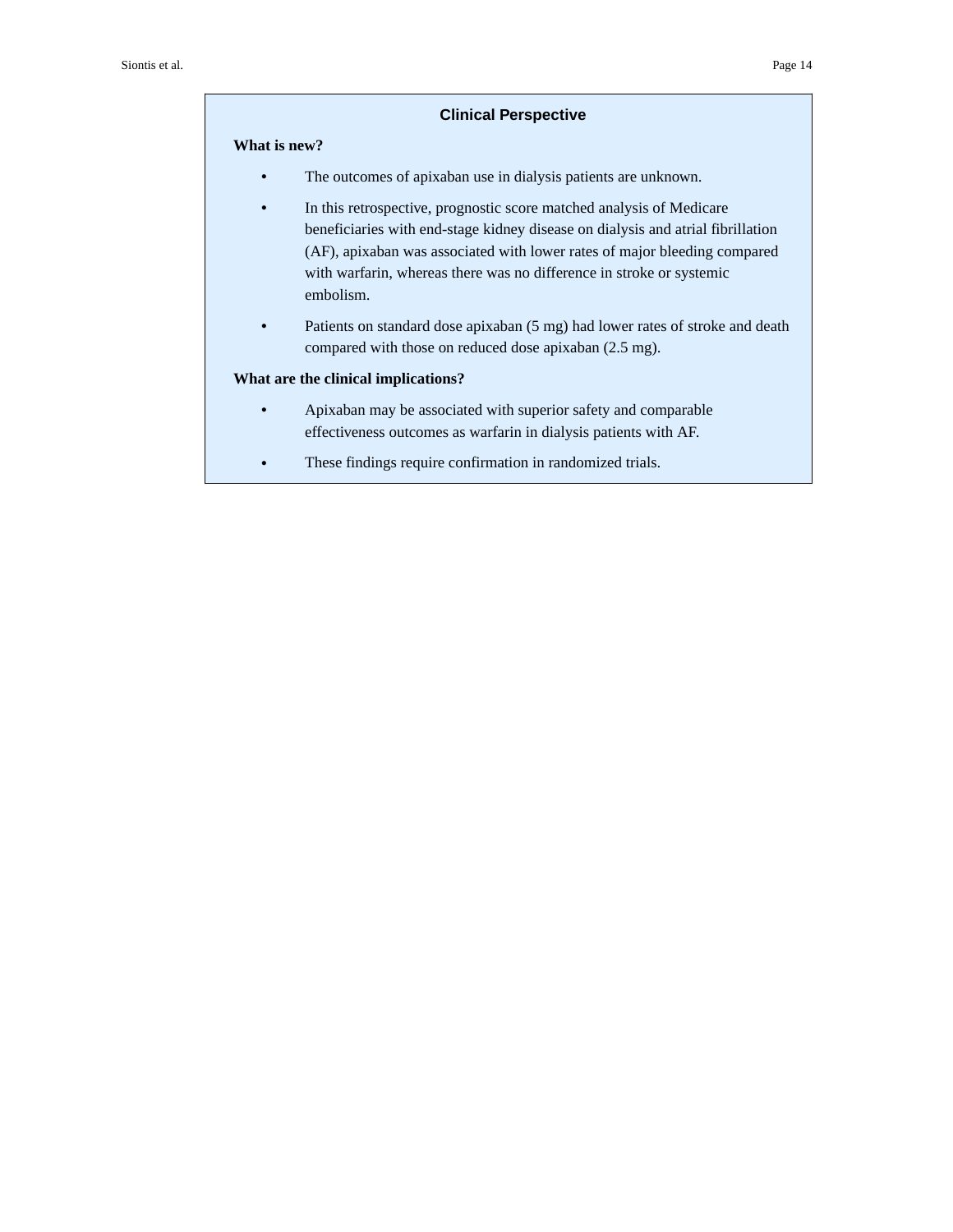## Clinical Perspective

**What is new?**

- The outcomes of apixaban use in dialysis patients are unknown.
- In this retrospective, prognostic score matched analysis of Medicare beneficiaries with end-stage kidney disease on dialysis and atrial fibrillation (AF), apixaban was associated with lower rates of major bleeding compared with warfarin, whereas there was no difference in stroke or systemic embolism.
- Patients on standard dose apixaban (5 mg) had lower rates of stroke and death compared with those on reduced dose apixaban (2.5 mg).

**What are the clinical implications?**

- Apixaban may be associated with superior safety and comparable effectiveness outcomes as warfarin in dialysis patients with AF.
- These findings require confirmation in randomized trials.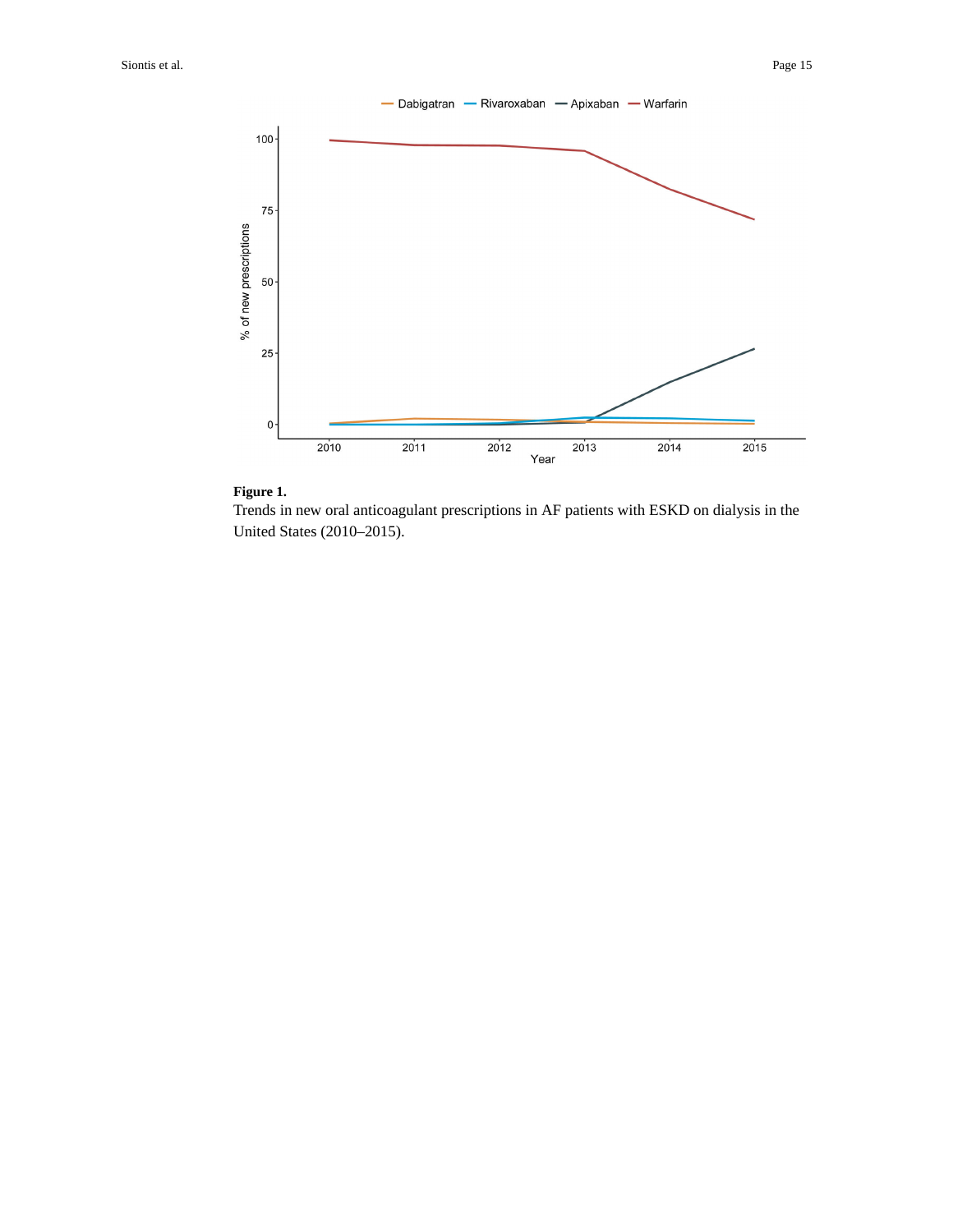**Figure 1.**

Trends in new oral anticoagulant prescriptions in AF patients with ESKD on dialysis in the United States (2010–2015).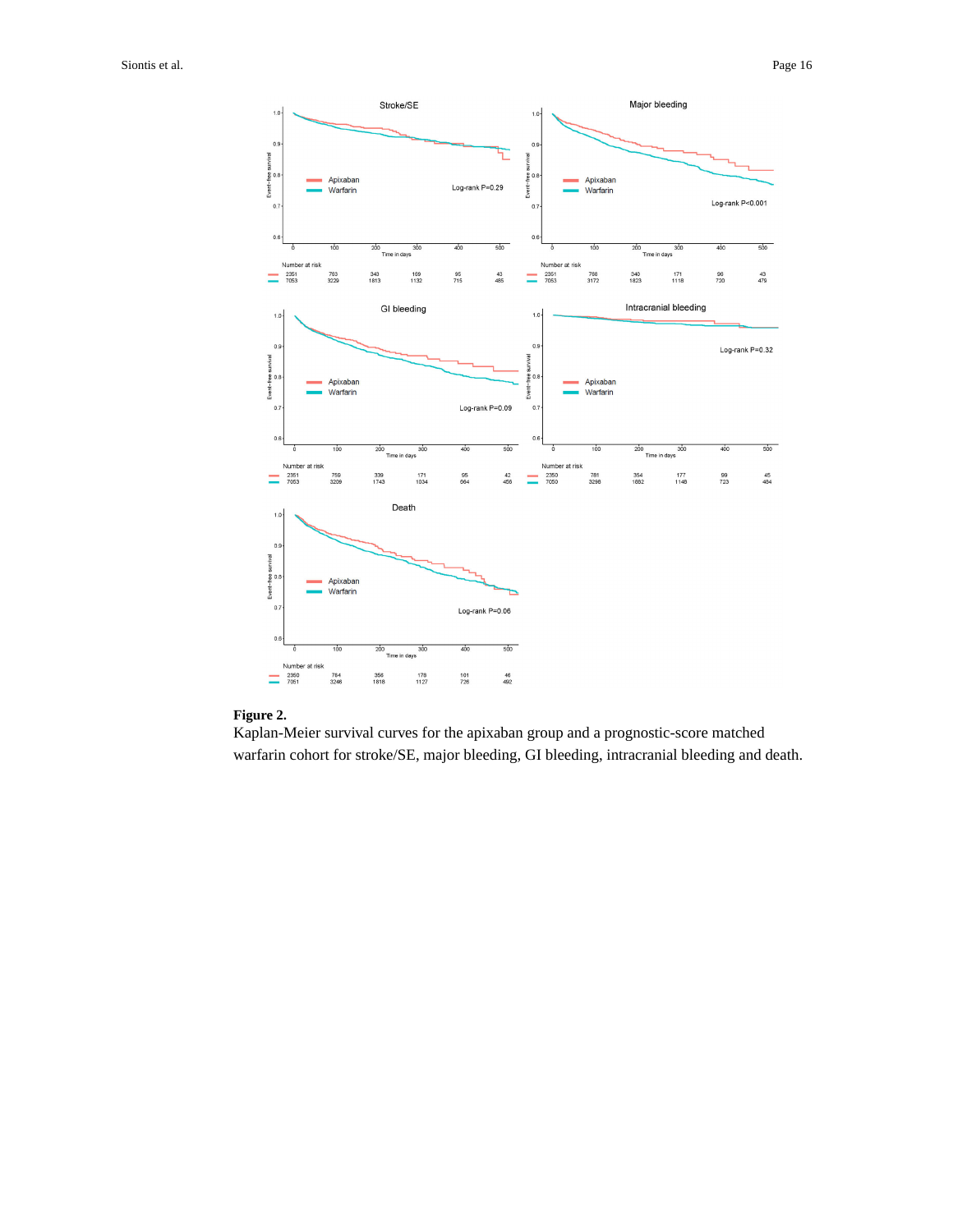**Figure 2.**

Kaplan-Meier survival curves for the apixaban group and a prognostic-score matched warfarin cohort for stroke/SE, major bleeding, GI bleeding, intracranial bleeding and death.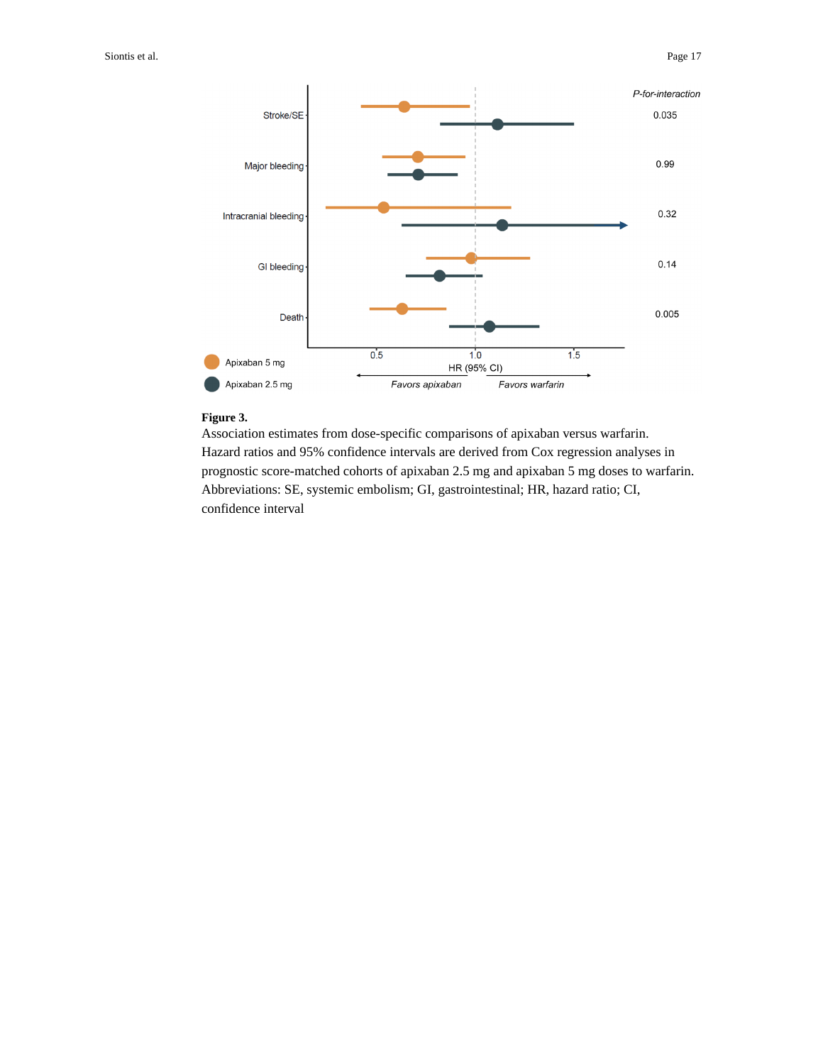**Figure 3.**

Association estimates from dose-specific comparisons of apixaban versus warfarin. Hazard ratios and 95% confidence intervals are derived from Cox regression analyses in prognostic score-matched cohorts of apixaban 2.5 mg and apixaban 5 mg doses to warfarin. Abbreviations: SE, systemic embolism; GI, gastrointestinal; HR, hazard ratio; CI, confidence interval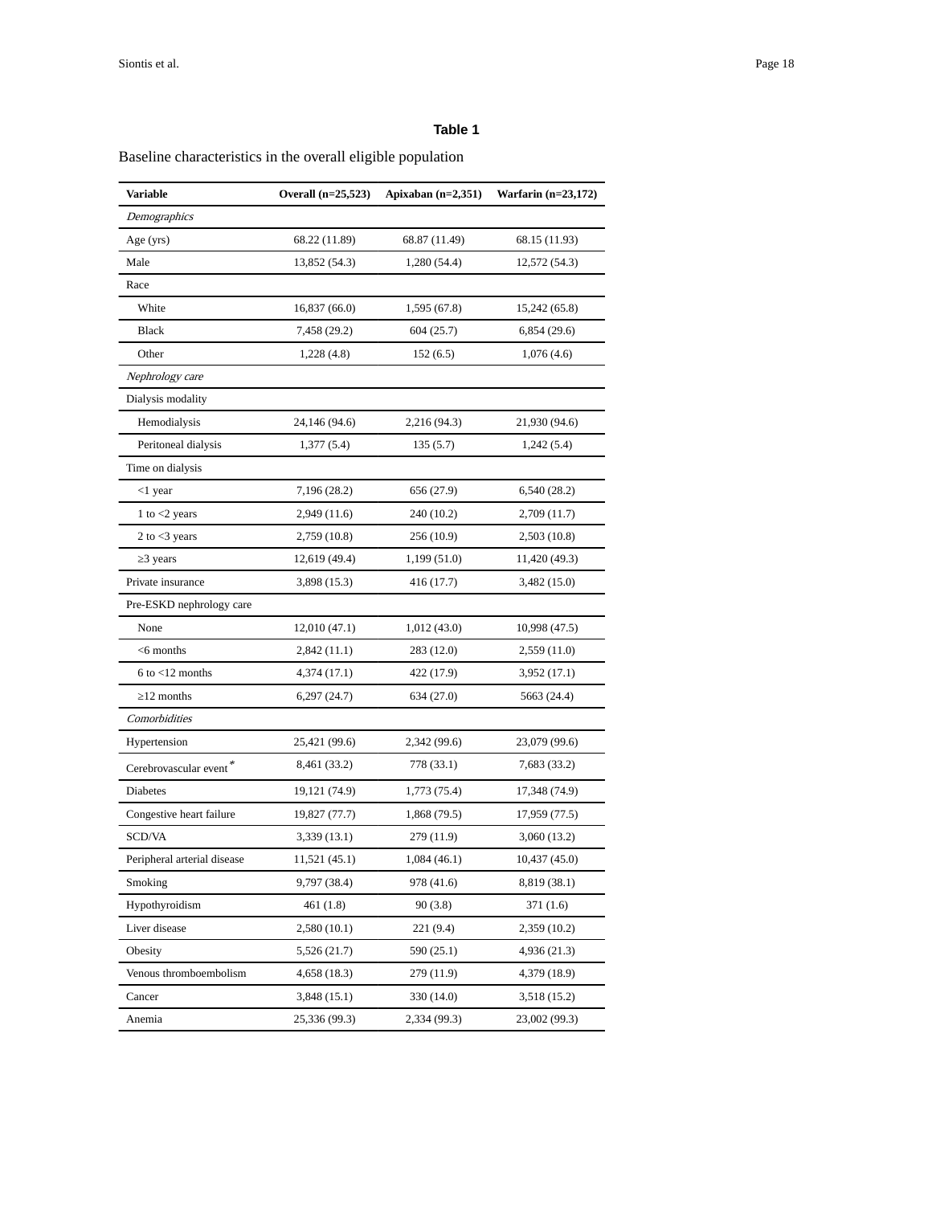## Table 1

Baseline characteristics in the overall eligible population

| Variable | Overall (n=25,523) | Apixaban (n=2,351) | Warfarin (n=23,172) |
|---|---|---|---|
| *Demographics* | | | |
| Age (yrs) | 68.22 (11.89) | 68.87 (11.49) | 68.15 (11.93) |
| Male | 13,852 (54.3) | 1,280 (54.4) | 12,572 (54.3) |
| Race | | | |
| White | 16,837 (66.0) | 1,595 (67.8) | 15,242 (65.8) |
| Black | 7,458 (29.2) | 604 (25.7) | 6,854 (29.6) |
| Other | 1,228 (4.8) | 152 (6.5) | 1,076 (4.6) |
| *Nephrology care* | | | |
| Dialysis modality | | | |
| Hemodialysis | 24,146 (94.6) | 2,216 (94.3) | 21,930 (94.6) |
| Peritoneal dialysis | 1,377 (5.4) | 135 (5.7) | 1,242 (5.4) |
| Time on dialysis | | | |
| <1 year | 7,196 (28.2) | 656 (27.9) | 6,540 (28.2) |
| 1 to <2 years | 2,949 (11.6) | 240 (10.2) | 2,709 (11.7) |
| 2 to <3 years | 2,759 (10.8) | 256 (10.9) | 2,503 (10.8) |
| ≥3 years | 12,619 (49.4) | 1,199 (51.0) | 11,420 (49.3) |
| Private insurance | 3,898 (15.3) | 416 (17.7) | 3,482 (15.0) |
| Pre-ESKD nephrology care | | | |
| None | 12,010 (47.1) | 1,012 (43.0) | 10,998 (47.5) |
| <6 months | 2,842 (11.1) | 283 (12.0) | 2,559 (11.0) |
| 6 to <12 months | 4,374 (17.1) | 422 (17.9) | 3,952 (17.1) |
| ≥12 months | 6,297 (24.7) | 634 (27.0) | 5663 (24.4) |
| *Comorbidities* | | | |
| Hypertension | 25,421 (99.6) | 2,342 (99.6) | 23,079 (99.6) |
| Cerebrovascular event* | 8,461 (33.2) | 778 (33.1) | 7,683 (33.2) |
| Diabetes | 19,121 (74.9) | 1,773 (75.4) | 17,348 (74.9) |
| Congestive heart failure | 19,827 (77.7) | 1,868 (79.5) | 17,959 (77.5) |
| SCD/VA | 3,339 (13.1) | 279 (11.9) | 3,060 (13.2) |
| Peripheral arterial disease | 11,521 (45.1) | 1,084 (46.1) | 10,437 (45.0) |
| Smoking | 9,797 (38.4) | 978 (41.6) | 8,819 (38.1) |
| Hypothyroidism | 461 (1.8) | 90 (3.8) | 371 (1.6) |
| Liver disease | 2,580 (10.1) | 221 (9.4) | 2,359 (10.2) |
| Obesity | 5,526 (21.7) | 590 (25.1) | 4,936 (21.3) |
| Venous thromboembolism | 4,658 (18.3) | 279 (11.9) | 4,379 (18.9) |
| Cancer | 3,848 (15.1) | 330 (14.0) | 3,518 (15.2) |
| Anemia | 25,336 (99.3) | 2,334 (99.3) | 23,002 (99.3) |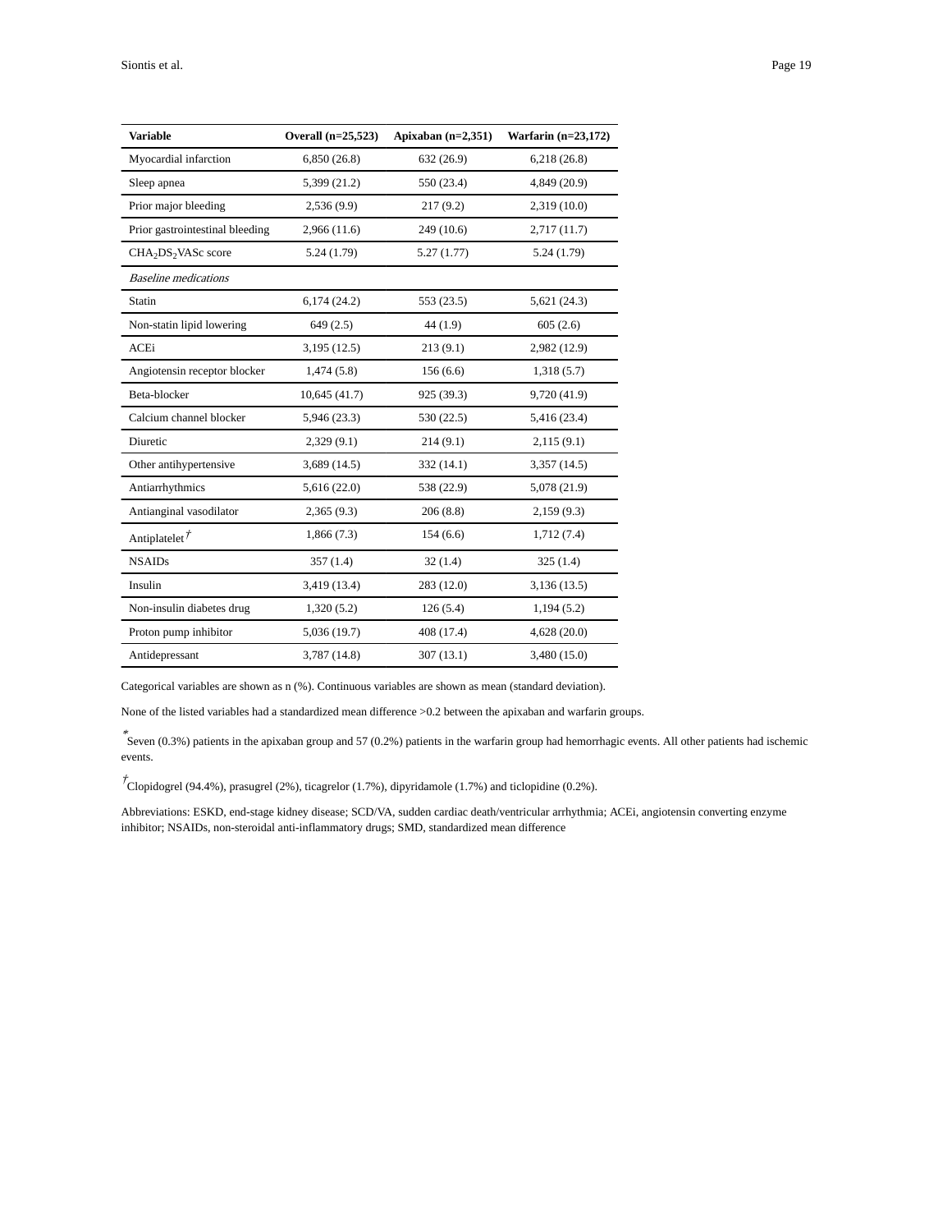| Variable | Overall (n=25,523) | Apixaban (n=2,351) | Warfarin (n=23,172) |
|---|---|---|---|
| Myocardial infarction | 6,850 (26.8) | 632 (26.9) | 6,218 (26.8) |
| Sleep apnea | 5,399 (21.2) | 550 (23.4) | 4,849 (20.9) |
| Prior major bleeding | 2,536 (9.9) | 217 (9.2) | 2,319 (10.0) |
| Prior gastrointestinal bleeding | 2,966 (11.6) | 249 (10.6) | 2,717 (11.7) |
| $CHA_2DS_2VASc$ score | 5.24 (1.79) | 5.27 (1.77) | 5.24 (1.79) |
| *Baseline medications* | | | |
| Statin | 6,174 (24.2) | 553 (23.5) | 5,621 (24.3) |
| Non-statin lipid lowering | 649 (2.5) | 44 (1.9) | 605 (2.6) |
| ACEi | 3,195 (12.5) | 213 (9.1) | 2,982 (12.9) |
| Angiotensin receptor blocker | 1,474 (5.8) | 156 (6.6) | 1,318 (5.7) |
| Beta-blocker | 10,645 (41.7) | 925 (39.3) | 9,720 (41.9) |
| Calcium channel blocker | 5,946 (23.3) | 530 (22.5) | 5,416 (23.4) |
| Diuretic | 2,329 (9.1) | 214 (9.1) | 2,115 (9.1) |
| Other antihypertensive | 3,689 (14.5) | 332 (14.1) | 3,357 (14.5) |
| Antiarrhythmics | 5,616 (22.0) | 538 (22.9) | 5,078 (21.9) |
| Antianginal vasodilator | 2,365 (9.3) | 206 (8.8) | 2,159 (9.3) |
| Antiplatelet[†] | 1,866 (7.3) | 154 (6.6) | 1,712 (7.4) |
| NSAIDs | 357 (1.4) | 32 (1.4) | 325 (1.4) |
| Insulin | 3,419 (13.4) | 283 (12.0) | 3,136 (13.5) |
| Non-insulin diabetes drug | 1,320 (5.2) | 126 (5.4) | 1,194 (5.2) |
| Proton pump inhibitor | 5,036 (19.7) | 408 (17.4) | 4,628 (20.0) |
| Antidepressant | 3,787 (14.8) | 307 (13.1) | 3,480 (15.0) |

Categorical variables are shown as n (%). Continuous variables are shown as mean (standard deviation).

None of the listed variables had a standardized mean difference >0.2 between the apixaban and warfarin groups.

[*]Seven (0.3%) patients in the apixaban group and 57 (0.2%) patients in the warfarin group had hemorrhagic events. All other patients had ischemic events.

[†]Clopidogrel (94.4%), prasugrel (2%), ticagrelor (1.7%), dipyridamole (1.7%) and ticlopidine (0.2%).

Abbreviations: ESKD, end-stage kidney disease; SCD/VA, sudden cardiac death/ventricular arrhythmia; ACEi, angiotensin converting enzyme inhibitor; NSAIDs, non-steroidal anti-inflammatory drugs; SMD, standardized mean difference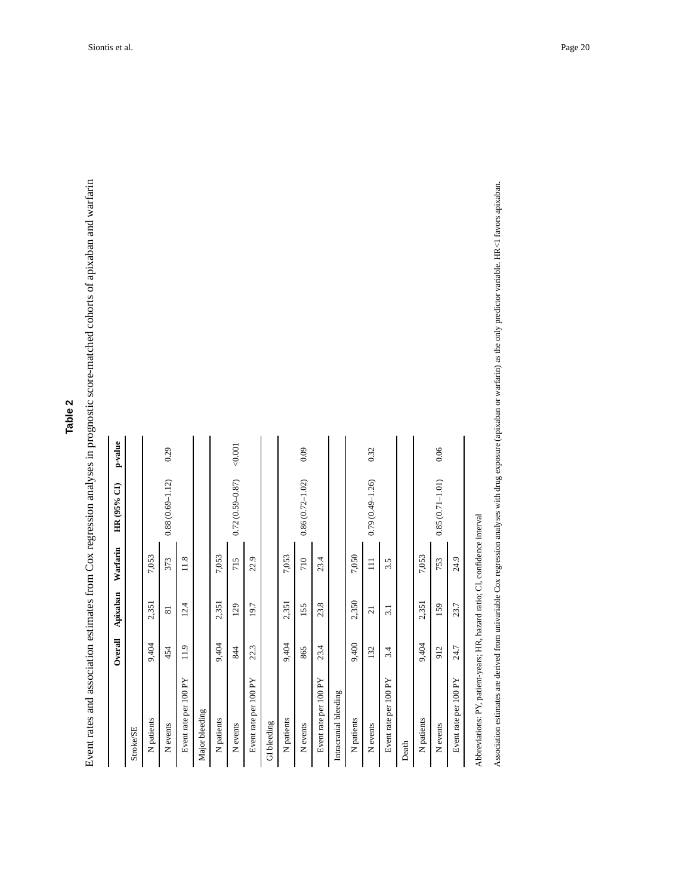## Table 2

Event rates and association estimates from Cox regression analyses in prognostic score-matched cohorts of apixaban and warfarin

| | Overall | Apixaban | Warfarin | HR (95% CI) | p-value |
|---|---|---|---|---|---|
| Stroke/SE | | | | | |
| N patients | 9,404 | 2,351 | 7,053 | | |
| N events | 454 | 81 | 373 | 0.88 (0.69–1.12) | 0.29 |
| Event rate per 100 PY | 11.9 | 12.4 | 11.8 | | |
| Major bleeding | | | | | |
| N patients | 9,404 | 2,351 | 7,053 | | |
| N events | 844 | 129 | 715 | 0.72 (0.59–0.87) | <0.001 |
| Event rate per 100 PY | 22.3 | 19.7 | 22.9 | | |
| GI bleeding | | | | | |
| N patients | 9,404 | 2,351 | 7,053 | | |
| N events | 865 | 155 | 710 | 0.86 (0.72–1.02) | 0.09 |
| Event rate per 100 PY | 23.4 | 23.8 | 23.4 | | |
| Intracranial bleeding | | | | | |
| N patients | 9,400 | 2,350 | 7,050 | | |
| N events | 132 | 21 | 111 | 0.79 (0.49–1.26) | 0.32 |
| Event rate per 100 PY | 3.4 | 3.1 | 3.5 | | |
| Death | | | | | |
| N patients | 9,404 | 2,351 | 7,053 | | |
| N events | 912 | 159 | 753 | 0.85 (0.71–1.01) | 0.06 |
| Event rate per 100 PY | 24.7 | 23.7 | 24.9 | | |

Abbreviations: PY, patient-years; HR, hazard ratio; CI, confidence interval

Association estimates are derived from univariable Cox regression analyses with drug exposure (apixaban or warfarin) as the only predictor variable. HR<1 favors apixaban.